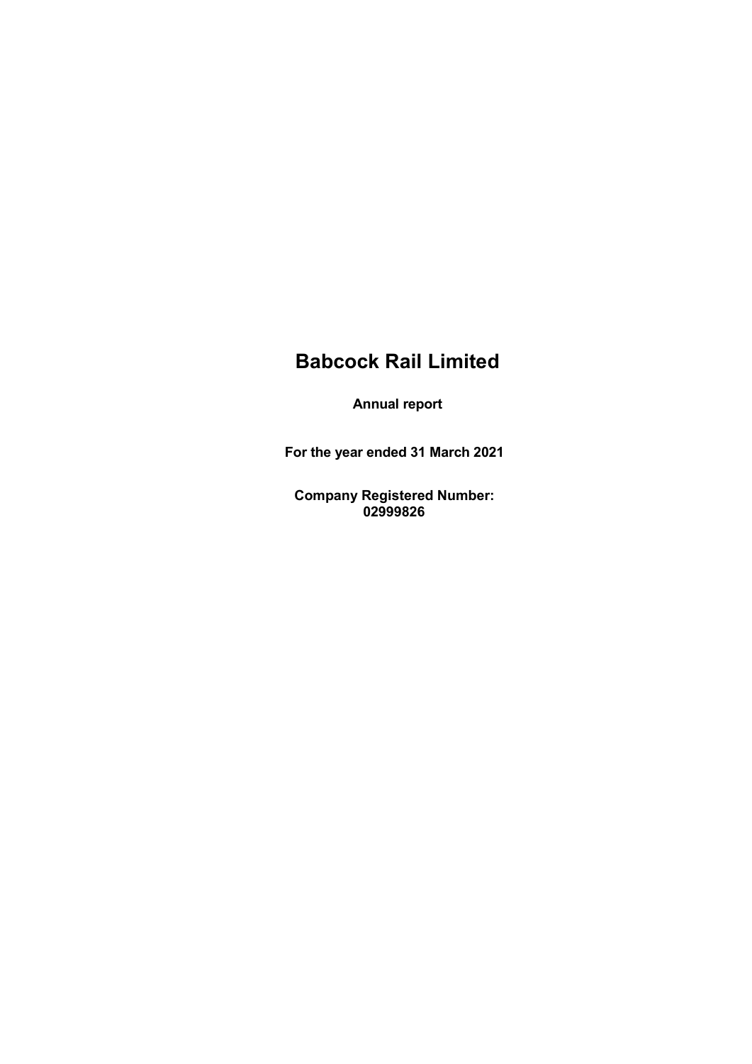# Babcock Rail Limited

**Annual report**

**For the year ended 31 March 2021**

**Company Registered Number: 02999826**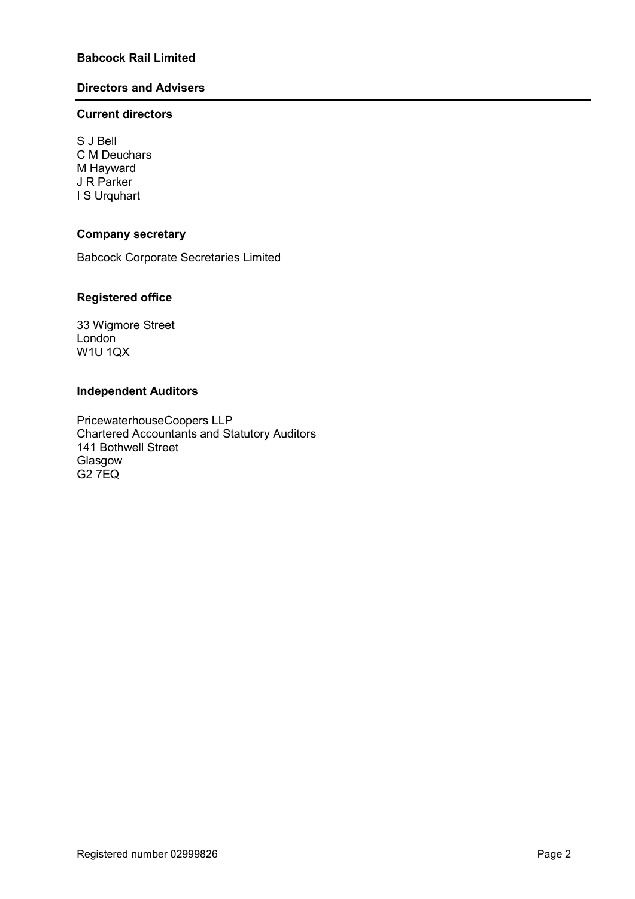**Babcock Rail Limited**

## Directors and Advisers

### Current directors

S J Bell
C M Deuchars
M Hayward
J R Parker
I S Urquhart

### Company secretary

Babcock Corporate Secretaries Limited

### Registered office

33 Wigmore Street
London
W1U 1QX

### Independent Auditors

PricewaterhouseCoopers LLP
Chartered Accountants and Statutory Auditors
141 Bothwell Street
Glasgow
G2 7EQ

Registered number 02999826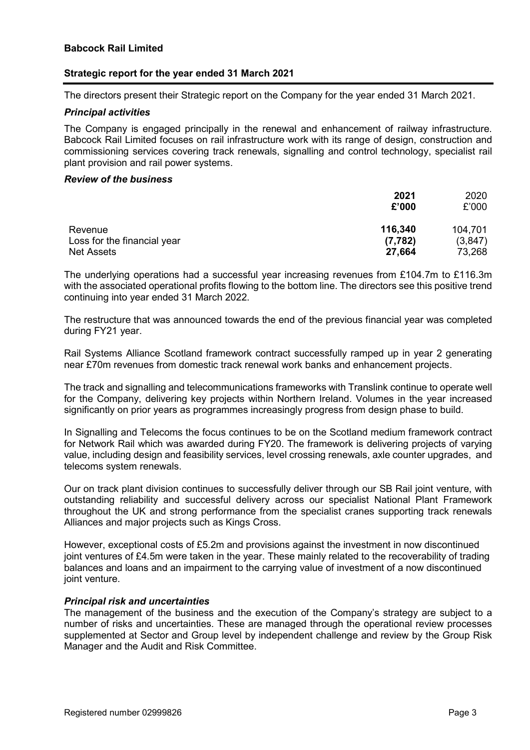**Babcock Rail Limited**

**Strategic report for the year ended 31 March 2021**

The directors present their Strategic report on the Company for the year ended 31 March 2021.

***Principal activities***

The Company is engaged principally in the renewal and enhancement of railway infrastructure. Babcock Rail Limited focuses on rail infrastructure work with its range of design, construction and commissioning services covering track renewals, signalling and control technology, specialist rail plant provision and rail power systems.

***Review of the business***

| | **2021** | 2020 |
|---|---|---|
| | **£'000** | £'000 |
| Revenue | **116,340** | 104,701 |
| Loss for the financial year | **(7,782)** | (3,847) |
| Net Assets | **27,664** | 73,268 |

The underlying operations had a successful year increasing revenues from £104.7m to £116.3m with the associated operational profits flowing to the bottom line. The directors see this positive trend continuing into year ended 31 March 2022.

The restructure that was announced towards the end of the previous financial year was completed during FY21 year.

Rail Systems Alliance Scotland framework contract successfully ramped up in year 2 generating near £70m revenues from domestic track renewal work banks and enhancement projects.

The track and signalling and telecommunications frameworks with Translink continue to operate well for the Company, delivering key projects within Northern Ireland. Volumes in the year increased significantly on prior years as programmes increasingly progress from design phase to build.

In Signalling and Telecoms the focus continues to be on the Scotland medium framework contract for Network Rail which was awarded during FY20. The framework is delivering projects of varying value, including design and feasibility services, level crossing renewals, axle counter upgrades, and telecoms system renewals.

Our on track plant division continues to successfully deliver through our SB Rail joint venture, with outstanding reliability and successful delivery across our specialist National Plant Framework throughout the UK and strong performance from the specialist cranes supporting track renewals Alliances and major projects such as Kings Cross.

However, exceptional costs of £5.2m and provisions against the investment in now discontinued joint ventures of £4.5m were taken in the year. These mainly related to the recoverability of trading balances and loans and an impairment to the carrying value of investment of a now discontinued joint venture.

***Principal risk and uncertainties***

The management of the business and the execution of the Company's strategy are subject to a number of risks and uncertainties. These are managed through the operational review processes supplemented at Sector and Group level by independent challenge and review by the Group Risk Manager and the Audit and Risk Committee.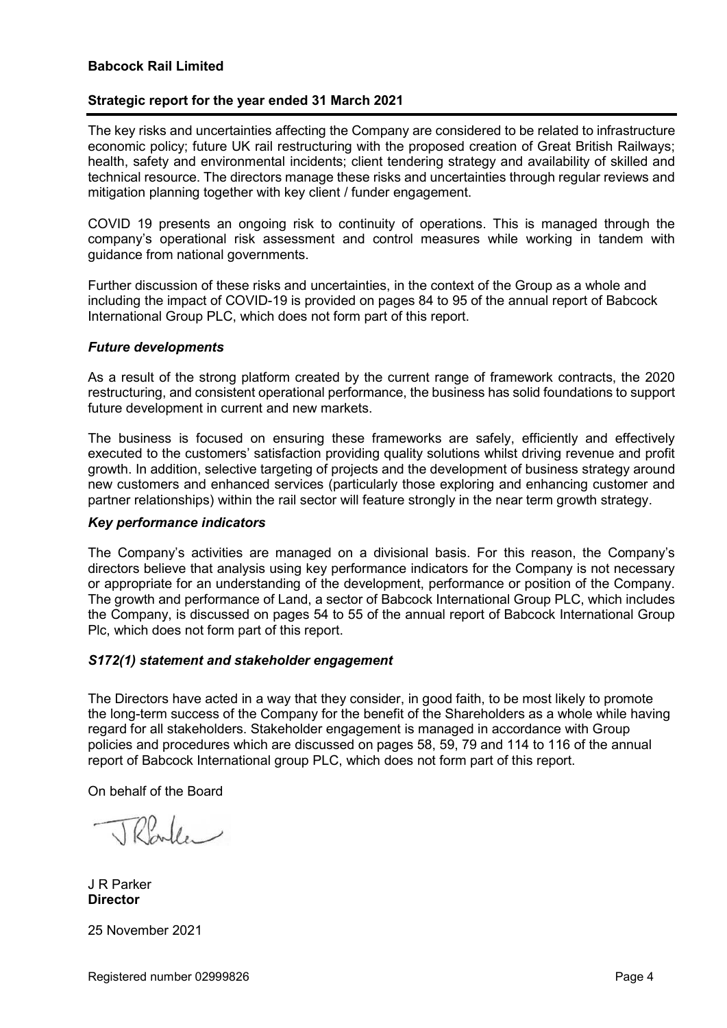# Babcock Rail Limited

## Strategic report for the year ended 31 March 2021

The key risks and uncertainties affecting the Company are considered to be related to infrastructure economic policy; future UK rail restructuring with the proposed creation of Great British Railways; health, safety and environmental incidents; client tendering strategy and availability of skilled and technical resource. The directors manage these risks and uncertainties through regular reviews and mitigation planning together with key client / funder engagement.

COVID 19 presents an ongoing risk to continuity of operations. This is managed through the company's operational risk assessment and control measures while working in tandem with guidance from national governments.

Further discussion of these risks and uncertainties, in the context of the Group as a whole and including the impact of COVID-19 is provided on pages 84 to 95 of the annual report of Babcock International Group PLC, which does not form part of this report.

### *Future developments*

As a result of the strong platform created by the current range of framework contracts, the 2020 restructuring, and consistent operational performance, the business has solid foundations to support future development in current and new markets.

The business is focused on ensuring these frameworks are safely, efficiently and effectively executed to the customers' satisfaction providing quality solutions whilst driving revenue and profit growth. In addition, selective targeting of projects and the development of business strategy around new customers and enhanced services (particularly those exploring and enhancing customer and partner relationships) within the rail sector will feature strongly in the near term growth strategy.

### *Key performance indicators*

The Company's activities are managed on a divisional basis. For this reason, the Company's directors believe that analysis using key performance indicators for the Company is not necessary or appropriate for an understanding of the development, performance or position of the Company. The growth and performance of Land, a sector of Babcock International Group PLC, which includes the Company, is discussed on pages 54 to 55 of the annual report of Babcock International Group Plc, which does not form part of this report.

### *S172(1) statement and stakeholder engagement*

The Directors have acted in a way that they consider, in good faith, to be most likely to promote the long-term success of the Company for the benefit of the Shareholders as a whole while having regard for all stakeholders. Stakeholder engagement is managed in accordance with Group policies and procedures which are discussed on pages 58, 59, 79 and 114 to 116 of the annual report of Babcock International group PLC, which does not form part of this report.

On behalf of the Board

J R Parker
**Director**

25 November 2021

Registered number 02999826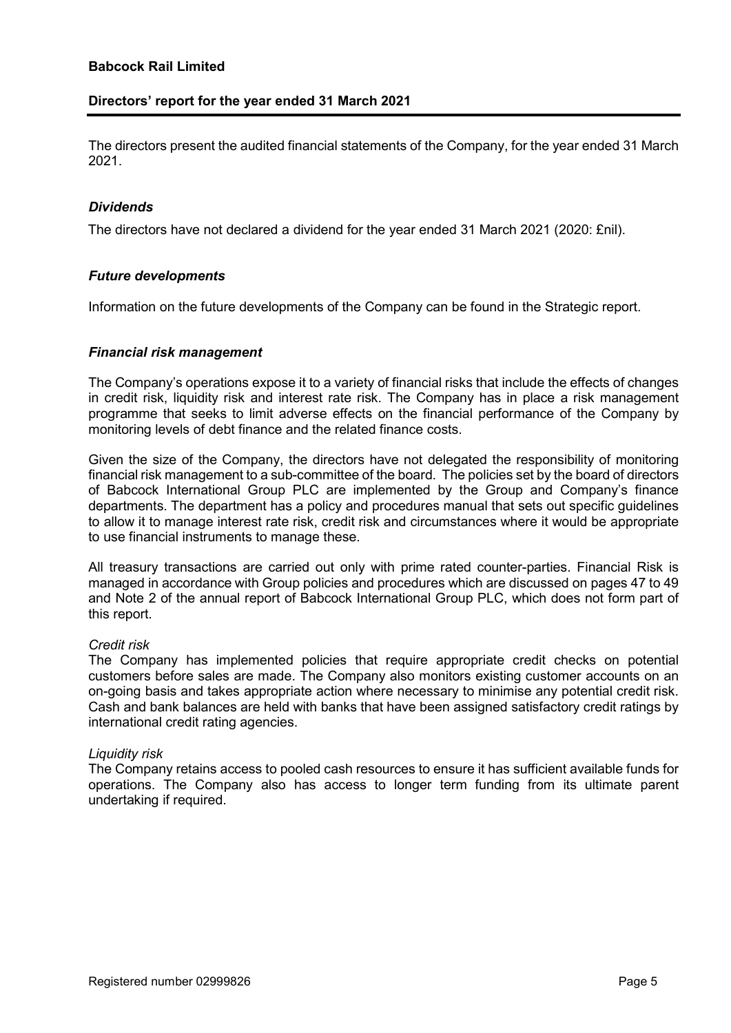# Babcock Rail Limited

## Directors' report for the year ended 31 March 2021

The directors present the audited financial statements of the Company, for the year ended 31 March 2021.

### *Dividends*

The directors have not declared a dividend for the year ended 31 March 2021 (2020: £nil).

### *Future developments*

Information on the future developments of the Company can be found in the Strategic report.

### *Financial risk management*

The Company's operations expose it to a variety of financial risks that include the effects of changes in credit risk, liquidity risk and interest rate risk. The Company has in place a risk management programme that seeks to limit adverse effects on the financial performance of the Company by monitoring levels of debt finance and the related finance costs.

Given the size of the Company, the directors have not delegated the responsibility of monitoring financial risk management to a sub-committee of the board. The policies set by the board of directors of Babcock International Group PLC are implemented by the Group and Company's finance departments. The department has a policy and procedures manual that sets out specific guidelines to allow it to manage interest rate risk, credit risk and circumstances where it would be appropriate to use financial instruments to manage these.

All treasury transactions are carried out only with prime rated counter-parties. Financial Risk is managed in accordance with Group policies and procedures which are discussed on pages 47 to 49 and Note 2 of the annual report of Babcock International Group PLC, which does not form part of this report.

*Credit risk*
The Company has implemented policies that require appropriate credit checks on potential customers before sales are made. The Company also monitors existing customer accounts on an on-going basis and takes appropriate action where necessary to minimise any potential credit risk. Cash and bank balances are held with banks that have been assigned satisfactory credit ratings by international credit rating agencies.

*Liquidity risk*
The Company retains access to pooled cash resources to ensure it has sufficient available funds for operations. The Company also has access to longer term funding from its ultimate parent undertaking if required.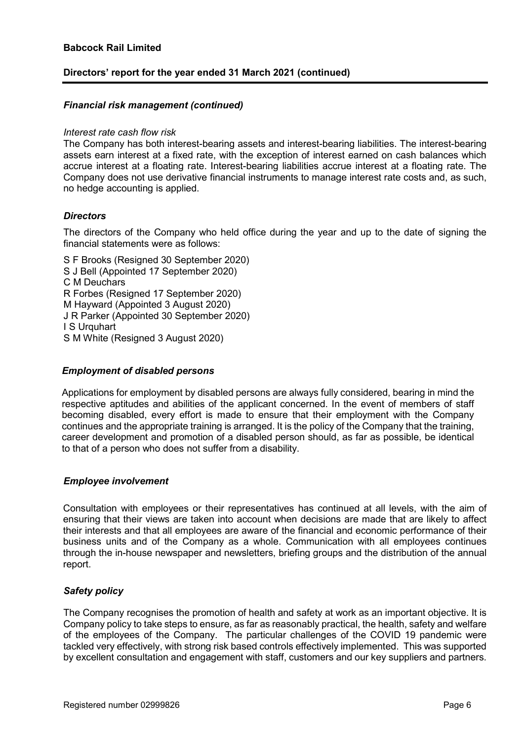### *Financial risk management (continued)*

*Interest rate cash flow risk*

The Company has both interest-bearing assets and interest-bearing liabilities. The interest-bearing assets earn interest at a fixed rate, with the exception of interest earned on cash balances which accrue interest at a floating rate. Interest-bearing liabilities accrue interest at a floating rate. The Company does not use derivative financial instruments to manage interest rate costs and, as such, no hedge accounting is applied.

### *Directors*

The directors of the Company who held office during the year and up to the date of signing the financial statements were as follows:

S F Brooks (Resigned 30 September 2020)
S J Bell (Appointed 17 September 2020)
C M Deuchars
R Forbes (Resigned 17 September 2020)
M Hayward (Appointed 3 August 2020)
J R Parker (Appointed 30 September 2020)
I S Urquhart
S M White (Resigned 3 August 2020)

### *Employment of disabled persons*

Applications for employment by disabled persons are always fully considered, bearing in mind the respective aptitudes and abilities of the applicant concerned. In the event of members of staff becoming disabled, every effort is made to ensure that their employment with the Company continues and the appropriate training is arranged. It is the policy of the Company that the training, career development and promotion of a disabled person should, as far as possible, be identical to that of a person who does not suffer from a disability.

### *Employee involvement*

Consultation with employees or their representatives has continued at all levels, with the aim of ensuring that their views are taken into account when decisions are made that are likely to affect their interests and that all employees are aware of the financial and economic performance of their business units and of the Company as a whole. Communication with all employees continues through the in-house newspaper and newsletters, briefing groups and the distribution of the annual report.

### *Safety policy*

The Company recognises the promotion of health and safety at work as an important objective. It is Company policy to take steps to ensure, as far as reasonably practical, the health, safety and welfare of the employees of the Company. The particular challenges of the COVID 19 pandemic were tackled very effectively, with strong risk based controls effectively implemented. This was supported by excellent consultation and engagement with staff, customers and our key suppliers and partners.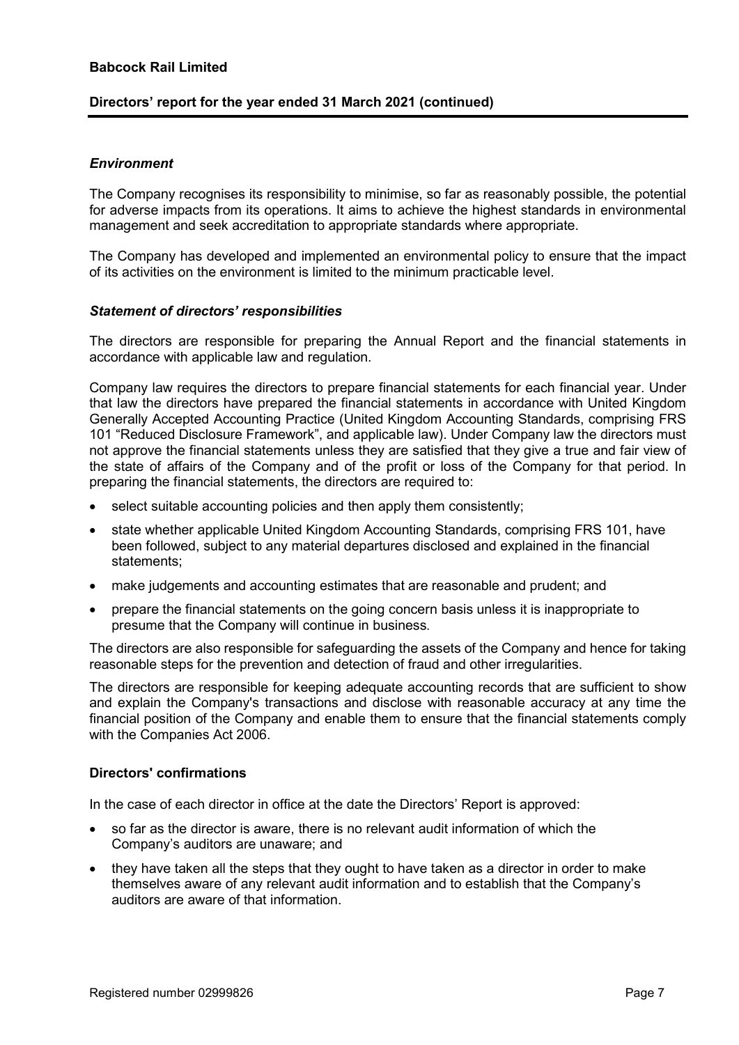### *Environment*

The Company recognises its responsibility to minimise, so far as reasonably possible, the potential for adverse impacts from its operations. It aims to achieve the highest standards in environmental management and seek accreditation to appropriate standards where appropriate.

The Company has developed and implemented an environmental policy to ensure that the impact of its activities on the environment is limited to the minimum practicable level.

### *Statement of directors' responsibilities*

The directors are responsible for preparing the Annual Report and the financial statements in accordance with applicable law and regulation.

Company law requires the directors to prepare financial statements for each financial year. Under that law the directors have prepared the financial statements in accordance with United Kingdom Generally Accepted Accounting Practice (United Kingdom Accounting Standards, comprising FRS 101 "Reduced Disclosure Framework", and applicable law). Under Company law the directors must not approve the financial statements unless they are satisfied that they give a true and fair view of the state of affairs of the Company and of the profit or loss of the Company for that period. In preparing the financial statements, the directors are required to:

- select suitable accounting policies and then apply them consistently;
- state whether applicable United Kingdom Accounting Standards, comprising FRS 101, have been followed, subject to any material departures disclosed and explained in the financial statements;
- make judgements and accounting estimates that are reasonable and prudent; and
- prepare the financial statements on the going concern basis unless it is inappropriate to presume that the Company will continue in business.

The directors are also responsible for safeguarding the assets of the Company and hence for taking reasonable steps for the prevention and detection of fraud and other irregularities.

The directors are responsible for keeping adequate accounting records that are sufficient to show and explain the Company's transactions and disclose with reasonable accuracy at any time the financial position of the Company and enable them to ensure that the financial statements comply with the Companies Act 2006.

### Directors' confirmations

In the case of each director in office at the date the Directors' Report is approved:

- so far as the director is aware, there is no relevant audit information of which the Company's auditors are unaware; and
- they have taken all the steps that they ought to have taken as a director in order to make themselves aware of any relevant audit information and to establish that the Company's auditors are aware of that information.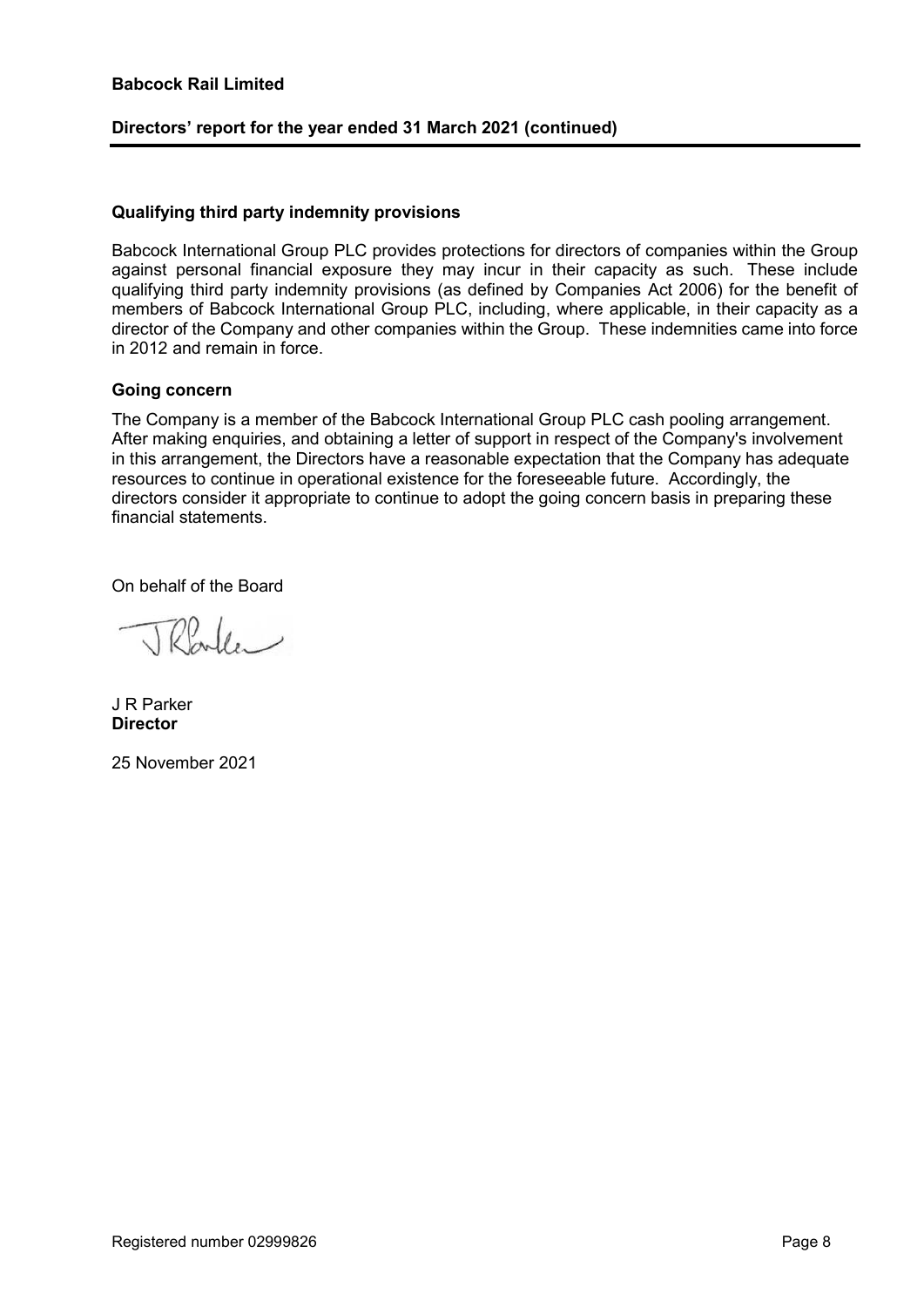## Qualifying third party indemnity provisions

Babcock International Group PLC provides protections for directors of companies within the Group against personal financial exposure they may incur in their capacity as such. These include qualifying third party indemnity provisions (as defined by Companies Act 2006) for the benefit of members of Babcock International Group PLC, including, where applicable, in their capacity as a director of the Company and other companies within the Group. These indemnities came into force in 2012 and remain in force.

## Going concern

The Company is a member of the Babcock International Group PLC cash pooling arrangement. After making enquiries, and obtaining a letter of support in respect of the Company's involvement in this arrangement, the Directors have a reasonable expectation that the Company has adequate resources to continue in operational existence for the foreseeable future. Accordingly, the directors consider it appropriate to continue to adopt the going concern basis in preparing these financial statements.

On behalf of the Board

J R Parker
**Director**

25 November 2021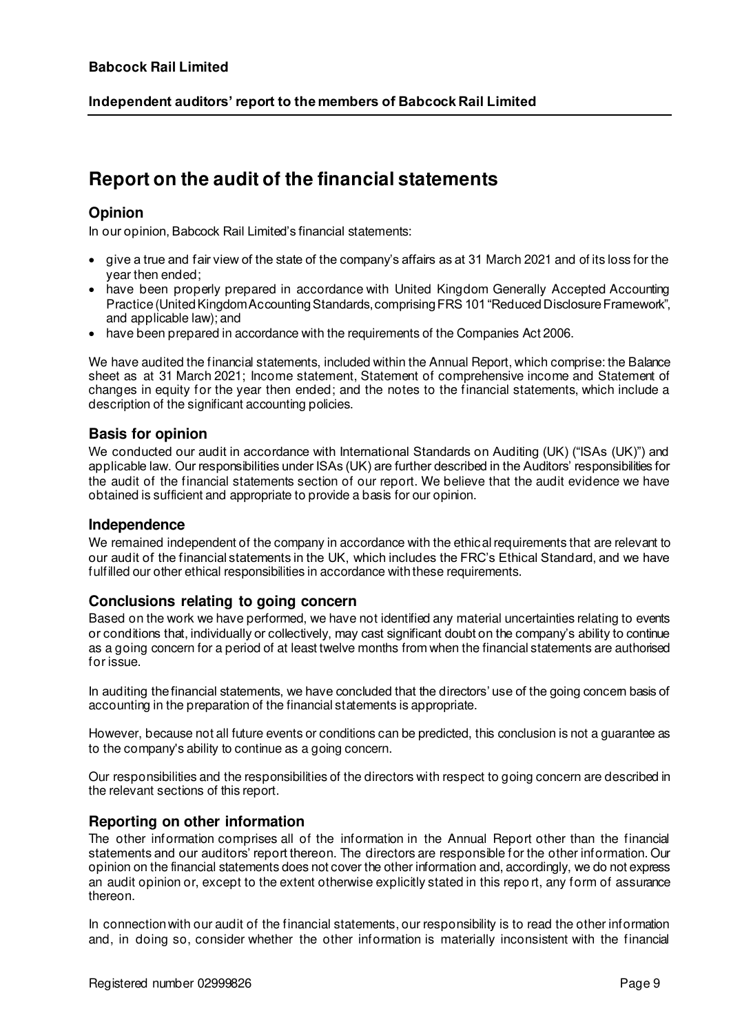# Report on the audit of the financial statements

## Opinion

In our opinion, Babcock Rail Limited's financial statements:

- give a true and fair view of the state of the company's affairs as at 31 March 2021 and of its loss for the year then ended;
- have been properly prepared in accordance with United Kingdom Generally Accepted Accounting Practice (United Kingdom Accounting Standards, comprising FRS 101 "Reduced Disclosure Framework", and applicable law); and
- have been prepared in accordance with the requirements of the Companies Act 2006.

We have audited the financial statements, included within the Annual Report, which comprise: the Balance sheet as at 31 March 2021; Income statement, Statement of comprehensive income and Statement of changes in equity for the year then ended; and the notes to the financial statements, which include a description of the significant accounting policies.

## Basis for opinion

We conducted our audit in accordance with International Standards on Auditing (UK) ("ISAs (UK)") and applicable law. Our responsibilities under ISAs (UK) are further described in the Auditors' responsibilities for the audit of the financial statements section of our report. We believe that the audit evidence we have obtained is sufficient and appropriate to provide a basis for our opinion.

## Independence

We remained independent of the company in accordance with the ethical requirements that are relevant to our audit of the financial statements in the UK, which includes the FRC's Ethical Standard, and we have fulfilled our other ethical responsibilities in accordance with these requirements.

## Conclusions relating to going concern

Based on the work we have performed, we have not identified any material uncertainties relating to events or conditions that, individually or collectively, may cast significant doubt on the company's ability to continue as a going concern for a period of at least twelve months from when the financial statements are authorised for issue.

In auditing the financial statements, we have concluded that the directors' use of the going concern basis of accounting in the preparation of the financial statements is appropriate.

However, because not all future events or conditions can be predicted, this conclusion is not a guarantee as to the company's ability to continue as a going concern.

Our responsibilities and the responsibilities of the directors with respect to going concern are described in the relevant sections of this report.

## Reporting on other information

The other information comprises all of the information in the Annual Report other than the financial statements and our auditors' report thereon. The directors are responsible for the other information. Our opinion on the financial statements does not cover the other information and, accordingly, we do not express an audit opinion or, except to the extent otherwise explicitly stated in this report, any form of assurance thereon.

In connection with our audit of the financial statements, our responsibility is to read the other information and, in doing so, consider whether the other information is materially inconsistent with the financial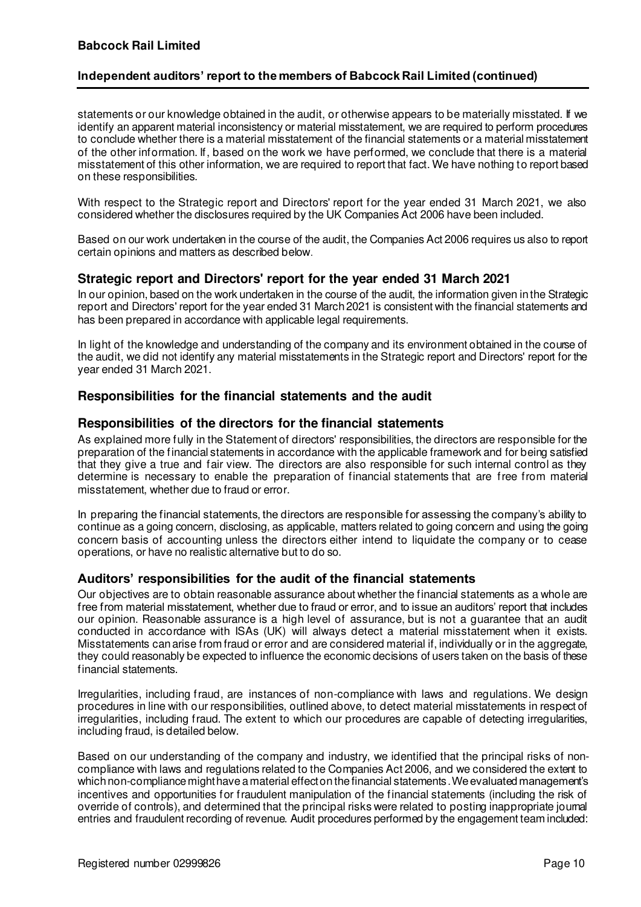statements or our knowledge obtained in the audit, or otherwise appears to be materially misstated. If we identify an apparent material inconsistency or material misstatement, we are required to perform procedures to conclude whether there is a material misstatement of the financial statements or a material misstatement of the other information. If, based on the work we have performed, we conclude that there is a material misstatement of this other information, we are required to report that fact. We have nothing to report based on these responsibilities.

With respect to the Strategic report and Directors' report for the year ended 31 March 2021, we also considered whether the disclosures required by the UK Companies Act 2006 have been included.

Based on our work undertaken in the course of the audit, the Companies Act 2006 requires us also to report certain opinions and matters as described below.

## Strategic report and Directors' report for the year ended 31 March 2021

In our opinion, based on the work undertaken in the course of the audit, the information given in the Strategic report and Directors' report for the year ended 31 March 2021 is consistent with the financial statements and has been prepared in accordance with applicable legal requirements.

In light of the knowledge and understanding of the company and its environment obtained in the course of the audit, we did not identify any material misstatements in the Strategic report and Directors' report for the year ended 31 March 2021.

## Responsibilities for the financial statements and the audit

## Responsibilities of the directors for the financial statements

As explained more fully in the Statement of directors' responsibilities, the directors are responsible for the preparation of the financial statements in accordance with the applicable framework and for being satisfied that they give a true and fair view. The directors are also responsible for such internal control as they determine is necessary to enable the preparation of financial statements that are free from material misstatement, whether due to fraud or error.

In preparing the financial statements, the directors are responsible for assessing the company's ability to continue as a going concern, disclosing, as applicable, matters related to going concern and using the going concern basis of accounting unless the directors either intend to liquidate the company or to cease operations, or have no realistic alternative but to do so.

## Auditors' responsibilities for the audit of the financial statements

Our objectives are to obtain reasonable assurance about whether the financial statements as a whole are free from material misstatement, whether due to fraud or error, and to issue an auditors' report that includes our opinion. Reasonable assurance is a high level of assurance, but is not a guarantee that an audit conducted in accordance with ISAs (UK) will always detect a material misstatement when it exists. Misstatements can arise from fraud or error and are considered material if, individually or in the aggregate, they could reasonably be expected to influence the economic decisions of users taken on the basis of these financial statements.

Irregularities, including fraud, are instances of non-compliance with laws and regulations. We design procedures in line with our responsibilities, outlined above, to detect material misstatements in respect of irregularities, including fraud. The extent to which our procedures are capable of detecting irregularities, including fraud, is detailed below.

Based on our understanding of the company and industry, we identified that the principal risks of non-compliance with laws and regulations related to the Companies Act 2006, and we considered the extent to which non-compliance might have a material effect on the financial statements. We evaluated management's incentives and opportunities for fraudulent manipulation of the financial statements (including the risk of override of controls), and determined that the principal risks were related to posting inappropriate journal entries and fraudulent recording of revenue. Audit procedures performed by the engagement team included: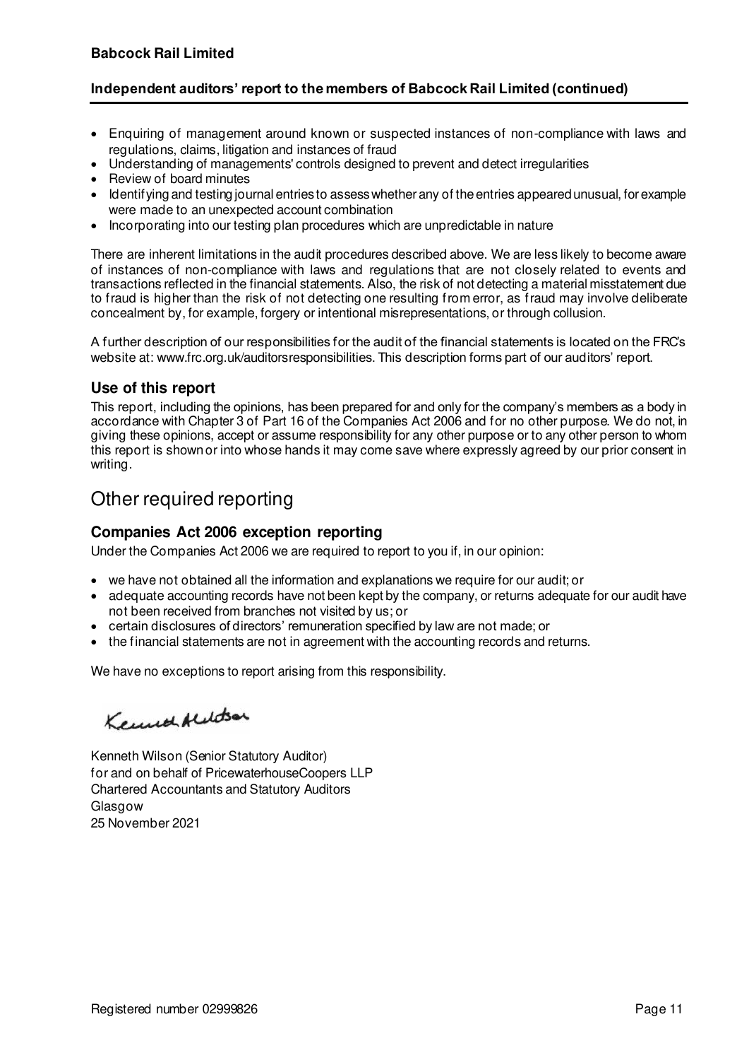- Enquiring of management around known or suspected instances of non-compliance with laws and regulations, claims, litigation and instances of fraud
- Understanding of managements' controls designed to prevent and detect irregularities
- Review of board minutes
- Identifying and testing journal entries to assess whether any of the entries appeared unusual, for example were made to an unexpected account combination
- Incorporating into our testing plan procedures which are unpredictable in nature

There are inherent limitations in the audit procedures described above. We are less likely to become aware of instances of non-compliance with laws and regulations that are not closely related to events and transactions reflected in the financial statements. Also, the risk of not detecting a material misstatement due to fraud is higher than the risk of not detecting one resulting from error, as fraud may involve deliberate concealment by, for example, forgery or intentional misrepresentations, or through collusion.

A further description of our responsibilities for the audit of the financial statements is located on the FRC's website at: www.frc.org.uk/auditorsresponsibilities. This description forms part of our auditors' report.

### Use of this report

This report, including the opinions, has been prepared for and only for the company's members as a body in accordance with Chapter 3 of Part 16 of the Companies Act 2006 and for no other purpose. We do not, in giving these opinions, accept or assume responsibility for any other purpose or to any other person to whom this report is shown or into whose hands it may come save where expressly agreed by our prior consent in writing.

## Other required reporting

### Companies Act 2006 exception reporting

Under the Companies Act 2006 we are required to report to you if, in our opinion:

- we have not obtained all the information and explanations we require for our audit; or
- adequate accounting records have not been kept by the company, or returns adequate for our audit have not been received from branches not visited by us; or
- certain disclosures of directors' remuneration specified by law are not made; or
- the financial statements are not in agreement with the accounting records and returns.

We have no exceptions to report arising from this responsibility.

Kenneth Wilson (Senior Statutory Auditor)
for and on behalf of PricewaterhouseCoopers LLP
Chartered Accountants and Statutory Auditors
Glasgow
25 November 2021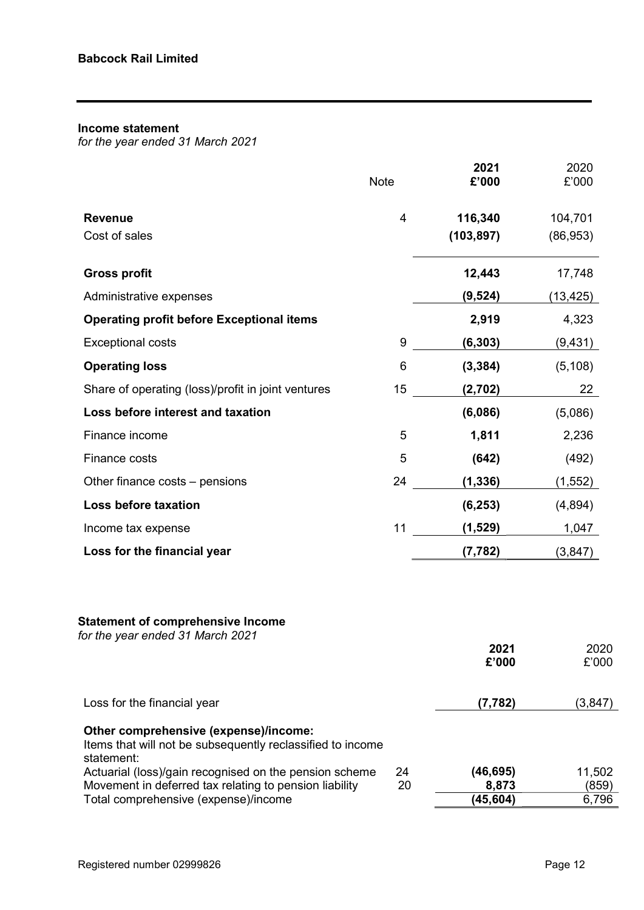**Babcock Rail Limited**

## Income statement

*for the year ended 31 March 2021*

| | Note | **2021** **£'000** | 2020 £'000 |
|---|---|---|---|
| **Revenue** | 4 | **116,340** | 104,701 |
| Cost of sales | | **(103,897)** | (86,953) |
| **Gross profit** | | **12,443** | 17,748 |
| Administrative expenses | | **(9,524)** | (13,425) |
| **Operating profit before Exceptional items** | | **2,919** | 4,323 |
| Exceptional costs | 9 | **(6,303)** | (9,431) |
| **Operating loss** | 6 | **(3,384)** | (5,108) |
| Share of operating (loss)/profit in joint ventures | 15 | **(2,702)** | 22 |
| **Loss before interest and taxation** | | **(6,086)** | (5,086) |
| Finance income | 5 | **1,811** | 2,236 |
| Finance costs | 5 | **(642)** | (492) |
| Other finance costs – pensions | 24 | **(1,336)** | (1,552) |
| **Loss before taxation** | | **(6,253)** | (4,894) |
| Income tax expense | 11 | **(1,529)** | 1,047 |
| **Loss for the financial year** | | **(7,782)** | (3,847) |

## Statement of comprehensive Income

*for the year ended 31 March 2021*

| | | **2021** **£'000** | 2020 £'000 |
|---|---|---|---|
| Loss for the financial year | | **(7,782)** | (3,847) |
| **Other comprehensive (expense)/income:** | | | |
| Items that will not be subsequently reclassified to income statement: | | | |
| Actuarial (loss)/gain recognised on the pension scheme | 24 | **(46,695)** | 11,502 |
| Movement in deferred tax relating to pension liability | 20 | **8,873** | (859) |
| Total comprehensive (expense)/income | | **(45,604)** | 6,796 |

Registered number 02999826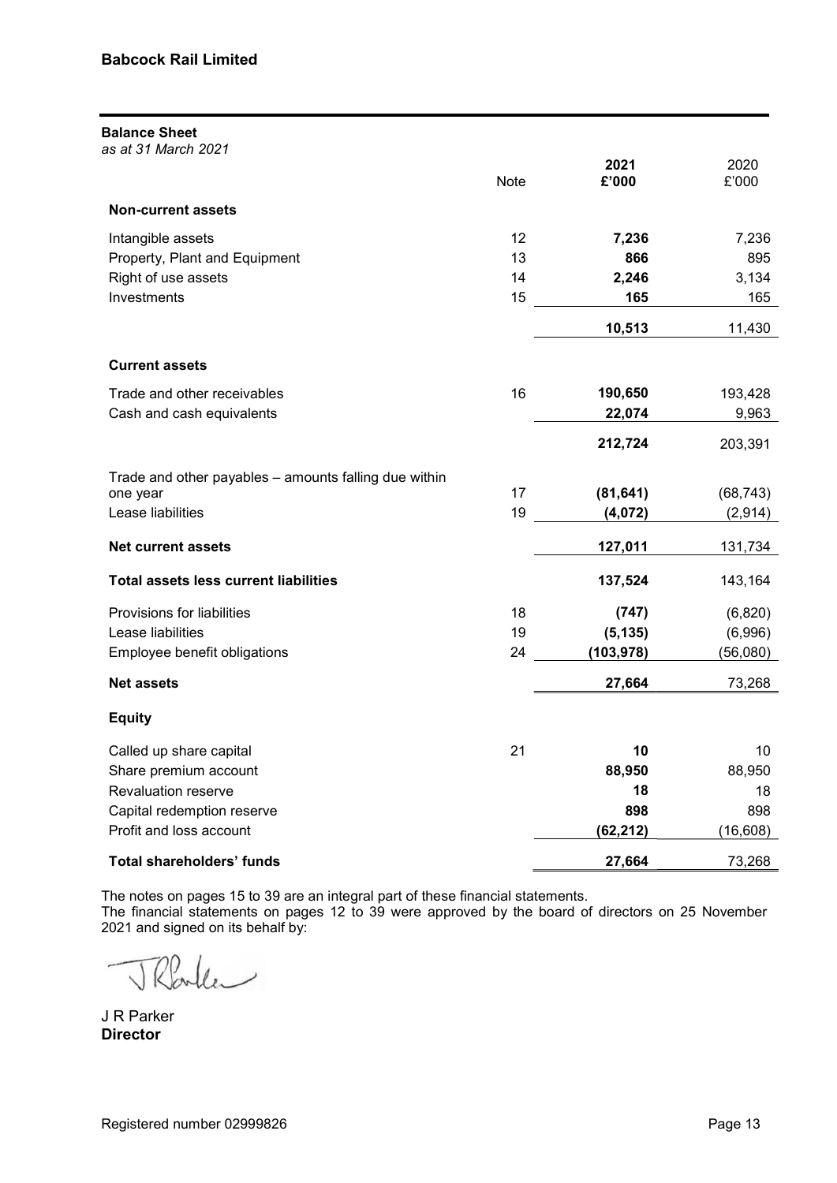## Babcock Rail Limited

### Balance Sheet

*as at 31 March 2021*

| | Note | 2021 £'000 | 2020 £'000 |
|---|---|---|---|
| **Non-current assets** | | | |
| Intangible assets | 12 | **7,236** | 7,236 |
| Property, Plant and Equipment | 13 | **866** | 895 |
| Right of use assets | 14 | **2,246** | 3,134 |
| Investments | 15 | **165** | 165 |
| | | **10,513** | 11,430 |
| **Current assets** | | | |
| Trade and other receivables | 16 | **190,650** | 193,428 |
| Cash and cash equivalents | | **22,074** | 9,963 |
| | | **212,724** | 203,391 |
| Trade and other payables – amounts falling due within one year | 17 | **(81,641)** | (68,743) |
| Lease liabilities | 19 | **(4,072)** | (2,914) |
| **Net current assets** | | **127,011** | 131,734 |
| **Total assets less current liabilities** | | **137,524** | 143,164 |
| Provisions for liabilities | 18 | **(747)** | (6,820) |
| Lease liabilities | 19 | **(5,135)** | (6,996) |
| Employee benefit obligations | 24 | **(103,978)** | (56,080) |
| **Net assets** | | **27,664** | 73,268 |
| **Equity** | | | |
| Called up share capital | 21 | **10** | 10 |
| Share premium account | | **88,950** | 88,950 |
| Revaluation reserve | | **18** | 18 |
| Capital redemption reserve | | **898** | 898 |
| Profit and loss account | | **(62,212)** | (16,608) |
| **Total shareholders' funds** | | **27,664** | 73,268 |

The notes on pages 15 to 39 are an integral part of these financial statements.

The financial statements on pages 12 to 39 were approved by the board of directors on 25 November 2021 and signed on its behalf by:

J R Parker
**Director**

Registered number 02999826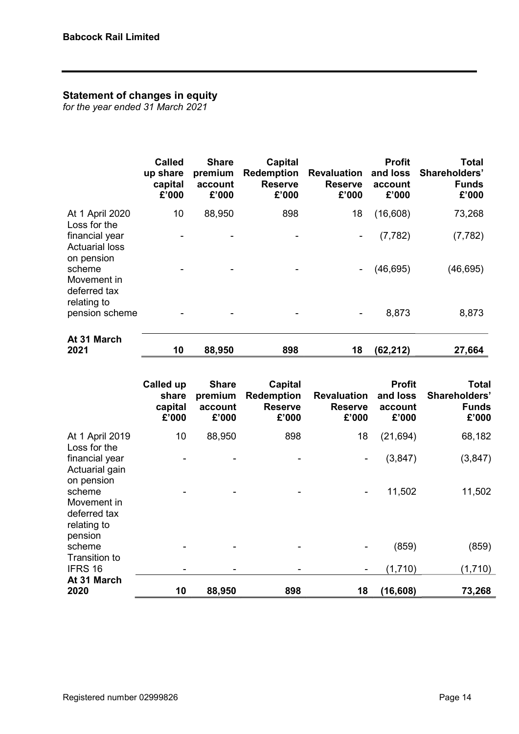**Babcock Rail Limited**

## Statement of changes in equity

*for the year ended 31 March 2021*

| | Called up share capital £'000 | Share premium account £'000 | Capital Redemption Reserve £'000 | Revaluation Reserve £'000 | Profit and loss account £'000 | Total Shareholders' Funds £'000 |
|---|---|---|---|---|---|---|
| At 1 April 2020 | 10 | 88,950 | 898 | 18 | (16,608) | 73,268 |
| Loss for the financial year | - | - | - | - | (7,782) | (7,782) |
| Actuarial loss on pension scheme | - | - | - | - | (46,695) | (46,695) |
| Movement in deferred tax relating to pension scheme | - | - | - | - | 8,873 | 8,873 |
| **At 31 March 2021** | **10** | **88,950** | **898** | **18** | **(62,212)** | **27,664** |

| | Called up share capital £'000 | Share premium account £'000 | Capital Redemption Reserve £'000 | Revaluation Reserve £'000 | Profit and loss account £'000 | Total Shareholders' Funds £'000 |
|---|---|---|---|---|---|---|
| At 1 April 2019 | 10 | 88,950 | 898 | 18 | (21,694) | 68,182 |
| Loss for the financial year | - | - | - | - | (3,847) | (3,847) |
| Actuarial gain on pension scheme | - | - | - | - | 11,502 | 11,502 |
| Movement in deferred tax relating to pension scheme | - | - | - | - | (859) | (859) |
| Transition to IFRS 16 | - | - | - | - | (1,710) | (1,710) |
| **At 31 March 2020** | **10** | **88,950** | **898** | **18** | **(16,608)** | **73,268** |

Registered number 02999826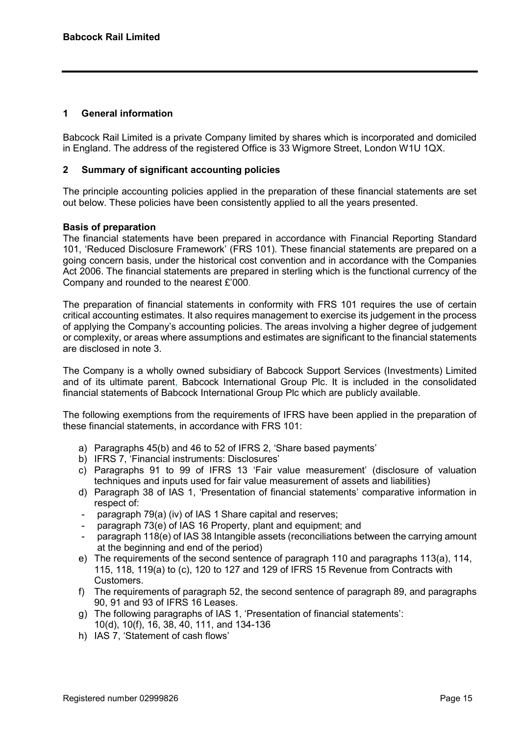## 1 General information

Babcock Rail Limited is a private Company limited by shares which is incorporated and domiciled in England. The address of the registered Office is 33 Wigmore Street, London W1U 1QX.

## 2 Summary of significant accounting policies

The principle accounting policies applied in the preparation of these financial statements are set out below. These policies have been consistently applied to all the years presented.

**Basis of preparation**

The financial statements have been prepared in accordance with Financial Reporting Standard 101, 'Reduced Disclosure Framework' (FRS 101). These financial statements are prepared on a going concern basis, under the historical cost convention and in accordance with the Companies Act 2006. The financial statements are prepared in sterling which is the functional currency of the Company and rounded to the nearest £'000.

The preparation of financial statements in conformity with FRS 101 requires the use of certain critical accounting estimates. It also requires management to exercise its judgement in the process of applying the Company's accounting policies. The areas involving a higher degree of judgement or complexity, or areas where assumptions and estimates are significant to the financial statements are disclosed in note 3.

The Company is a wholly owned subsidiary of Babcock Support Services (Investments) Limited and of its ultimate parent, Babcock International Group Plc. It is included in the consolidated financial statements of Babcock International Group Plc which are publicly available.

The following exemptions from the requirements of IFRS have been applied in the preparation of these financial statements, in accordance with FRS 101:

a) Paragraphs 45(b) and 46 to 52 of IFRS 2, 'Share based payments'
b) IFRS 7, 'Financial instruments: Disclosures'
c) Paragraphs 91 to 99 of IFRS 13 'Fair value measurement' (disclosure of valuation techniques and inputs used for fair value measurement of assets and liabilities)
d) Paragraph 38 of IAS 1, 'Presentation of financial statements' comparative information in respect of:
   - paragraph 79(a) (iv) of IAS 1 Share capital and reserves;
   - paragraph 73(e) of IAS 16 Property, plant and equipment; and
   - paragraph 118(e) of IAS 38 Intangible assets (reconciliations between the carrying amount at the beginning and end of the period)
e) The requirements of the second sentence of paragraph 110 and paragraphs 113(a), 114, 115, 118, 119(a) to (c), 120 to 127 and 129 of IFRS 15 Revenue from Contracts with Customers.
f) The requirements of paragraph 52, the second sentence of paragraph 89, and paragraphs 90, 91 and 93 of IFRS 16 Leases.
g) The following paragraphs of IAS 1, 'Presentation of financial statements': 10(d), 10(f), 16, 38, 40, 111, and 134-136
h) IAS 7, 'Statement of cash flows'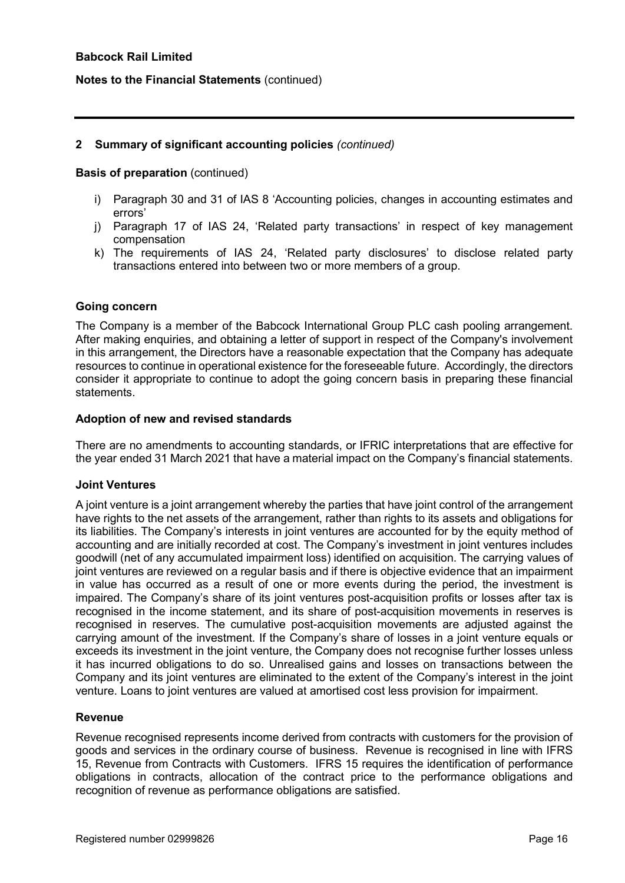## 2 Summary of significant accounting policies *(continued)*

**Basis of preparation** (continued)

i) Paragraph 30 and 31 of IAS 8 'Accounting policies, changes in accounting estimates and errors'
j) Paragraph 17 of IAS 24, 'Related party transactions' in respect of key management compensation
k) The requirements of IAS 24, 'Related party disclosures' to disclose related party transactions entered into between two or more members of a group.

**Going concern**

The Company is a member of the Babcock International Group PLC cash pooling arrangement. After making enquiries, and obtaining a letter of support in respect of the Company's involvement in this arrangement, the Directors have a reasonable expectation that the Company has adequate resources to continue in operational existence for the foreseeable future. Accordingly, the directors consider it appropriate to continue to adopt the going concern basis in preparing these financial statements.

**Adoption of new and revised standards**

There are no amendments to accounting standards, or IFRIC interpretations that are effective for the year ended 31 March 2021 that have a material impact on the Company's financial statements.

**Joint Ventures**

A joint venture is a joint arrangement whereby the parties that have joint control of the arrangement have rights to the net assets of the arrangement, rather than rights to its assets and obligations for its liabilities. The Company's interests in joint ventures are accounted for by the equity method of accounting and are initially recorded at cost. The Company's investment in joint ventures includes goodwill (net of any accumulated impairment loss) identified on acquisition. The carrying values of joint ventures are reviewed on a regular basis and if there is objective evidence that an impairment in value has occurred as a result of one or more events during the period, the investment is impaired. The Company's share of its joint ventures post-acquisition profits or losses after tax is recognised in the income statement, and its share of post-acquisition movements in reserves is recognised in reserves. The cumulative post-acquisition movements are adjusted against the carrying amount of the investment. If the Company's share of losses in a joint venture equals or exceeds its investment in the joint venture, the Company does not recognise further losses unless it has incurred obligations to do so. Unrealised gains and losses on transactions between the Company and its joint ventures are eliminated to the extent of the Company's interest in the joint venture. Loans to joint ventures are valued at amortised cost less provision for impairment.

**Revenue**

Revenue recognised represents income derived from contracts with customers for the provision of goods and services in the ordinary course of business. Revenue is recognised in line with IFRS 15, Revenue from Contracts with Customers. IFRS 15 requires the identification of performance obligations in contracts, allocation of the contract price to the performance obligations and recognition of revenue as performance obligations are satisfied.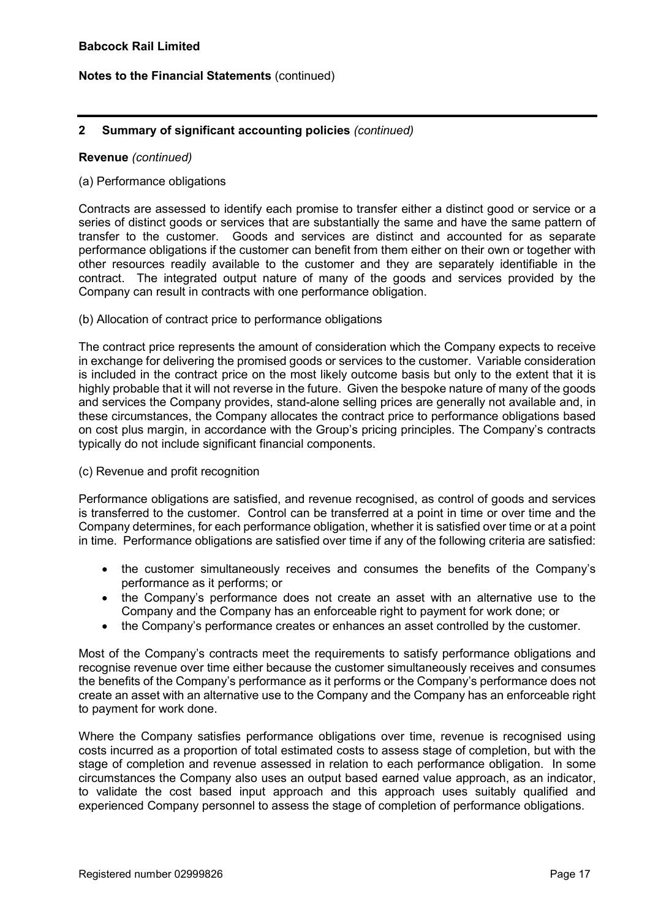## 2 Summary of significant accounting policies *(continued)*

**Revenue** *(continued)*

(a) Performance obligations

Contracts are assessed to identify each promise to transfer either a distinct good or service or a series of distinct goods or services that are substantially the same and have the same pattern of transfer to the customer. Goods and services are distinct and accounted for as separate performance obligations if the customer can benefit from them either on their own or together with other resources readily available to the customer and they are separately identifiable in the contract. The integrated output nature of many of the goods and services provided by the Company can result in contracts with one performance obligation.

(b) Allocation of contract price to performance obligations

The contract price represents the amount of consideration which the Company expects to receive in exchange for delivering the promised goods or services to the customer. Variable consideration is included in the contract price on the most likely outcome basis but only to the extent that it is highly probable that it will not reverse in the future. Given the bespoke nature of many of the goods and services the Company provides, stand-alone selling prices are generally not available and, in these circumstances, the Company allocates the contract price to performance obligations based on cost plus margin, in accordance with the Group's pricing principles. The Company's contracts typically do not include significant financial components.

(c) Revenue and profit recognition

Performance obligations are satisfied, and revenue recognised, as control of goods and services is transferred to the customer. Control can be transferred at a point in time or over time and the Company determines, for each performance obligation, whether it is satisfied over time or at a point in time. Performance obligations are satisfied over time if any of the following criteria are satisfied:

- the customer simultaneously receives and consumes the benefits of the Company's performance as it performs; or
- the Company's performance does not create an asset with an alternative use to the Company and the Company has an enforceable right to payment for work done; or
- the Company's performance creates or enhances an asset controlled by the customer.

Most of the Company's contracts meet the requirements to satisfy performance obligations and recognise revenue over time either because the customer simultaneously receives and consumes the benefits of the Company's performance as it performs or the Company's performance does not create an asset with an alternative use to the Company and the Company has an enforceable right to payment for work done.

Where the Company satisfies performance obligations over time, revenue is recognised using costs incurred as a proportion of total estimated costs to assess stage of completion, but with the stage of completion and revenue assessed in relation to each performance obligation. In some circumstances the Company also uses an output based earned value approach, as an indicator, to validate the cost based input approach and this approach uses suitably qualified and experienced Company personnel to assess the stage of completion of performance obligations.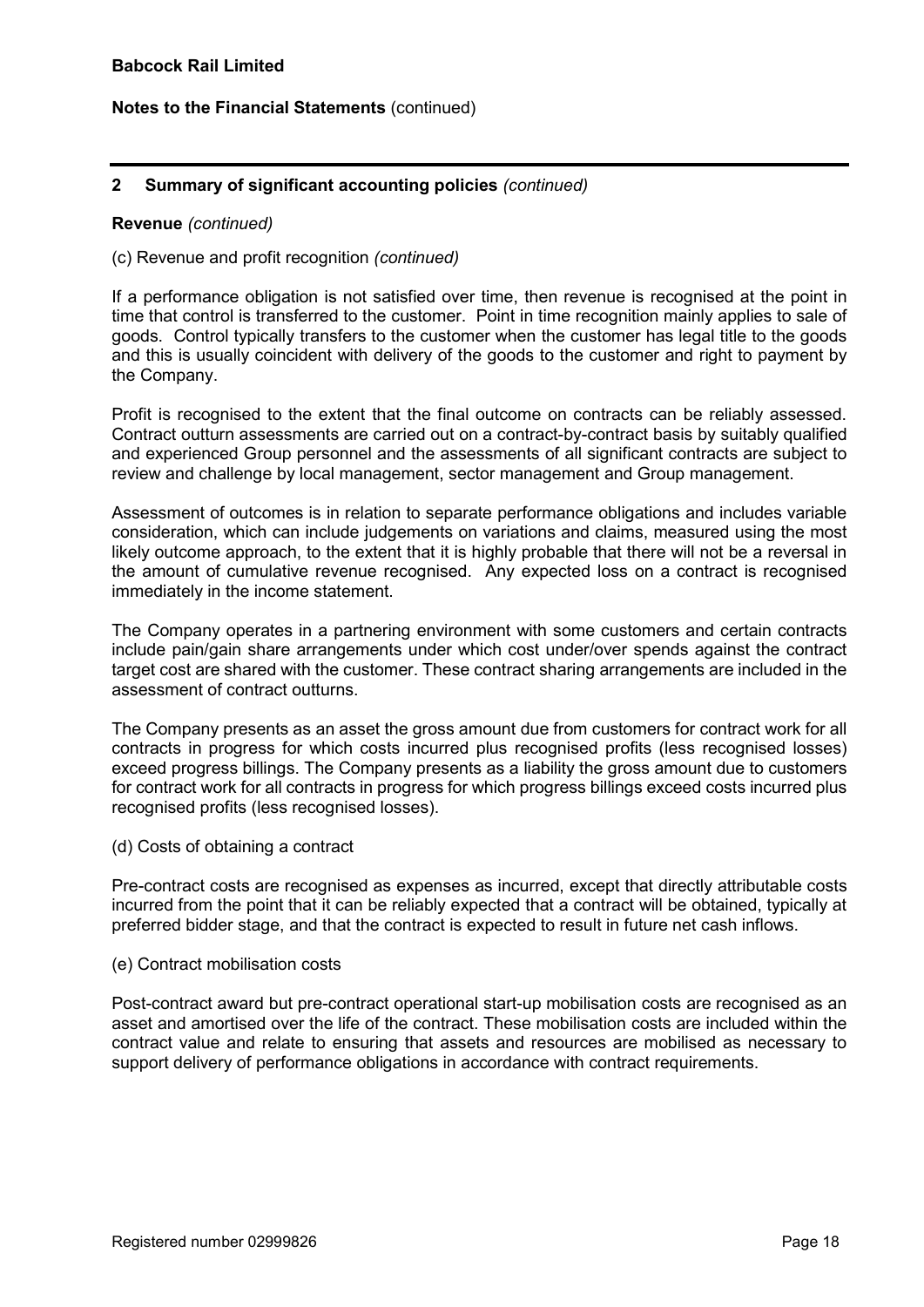## 2 Summary of significant accounting policies *(continued)*

**Revenue** *(continued)*

(c) Revenue and profit recognition *(continued)*

If a performance obligation is not satisfied over time, then revenue is recognised at the point in time that control is transferred to the customer. Point in time recognition mainly applies to sale of goods. Control typically transfers to the customer when the customer has legal title to the goods and this is usually coincident with delivery of the goods to the customer and right to payment by the Company.

Profit is recognised to the extent that the final outcome on contracts can be reliably assessed. Contract outturn assessments are carried out on a contract-by-contract basis by suitably qualified and experienced Group personnel and the assessments of all significant contracts are subject to review and challenge by local management, sector management and Group management.

Assessment of outcomes is in relation to separate performance obligations and includes variable consideration, which can include judgements on variations and claims, measured using the most likely outcome approach, to the extent that it is highly probable that there will not be a reversal in the amount of cumulative revenue recognised. Any expected loss on a contract is recognised immediately in the income statement.

The Company operates in a partnering environment with some customers and certain contracts include pain/gain share arrangements under which cost under/over spends against the contract target cost are shared with the customer. These contract sharing arrangements are included in the assessment of contract outturns.

The Company presents as an asset the gross amount due from customers for contract work for all contracts in progress for which costs incurred plus recognised profits (less recognised losses) exceed progress billings. The Company presents as a liability the gross amount due to customers for contract work for all contracts in progress for which progress billings exceed costs incurred plus recognised profits (less recognised losses).

(d) Costs of obtaining a contract

Pre-contract costs are recognised as expenses as incurred, except that directly attributable costs incurred from the point that it can be reliably expected that a contract will be obtained, typically at preferred bidder stage, and that the contract is expected to result in future net cash inflows.

(e) Contract mobilisation costs

Post-contract award but pre-contract operational start-up mobilisation costs are recognised as an asset and amortised over the life of the contract. These mobilisation costs are included within the contract value and relate to ensuring that assets and resources are mobilised as necessary to support delivery of performance obligations in accordance with contract requirements.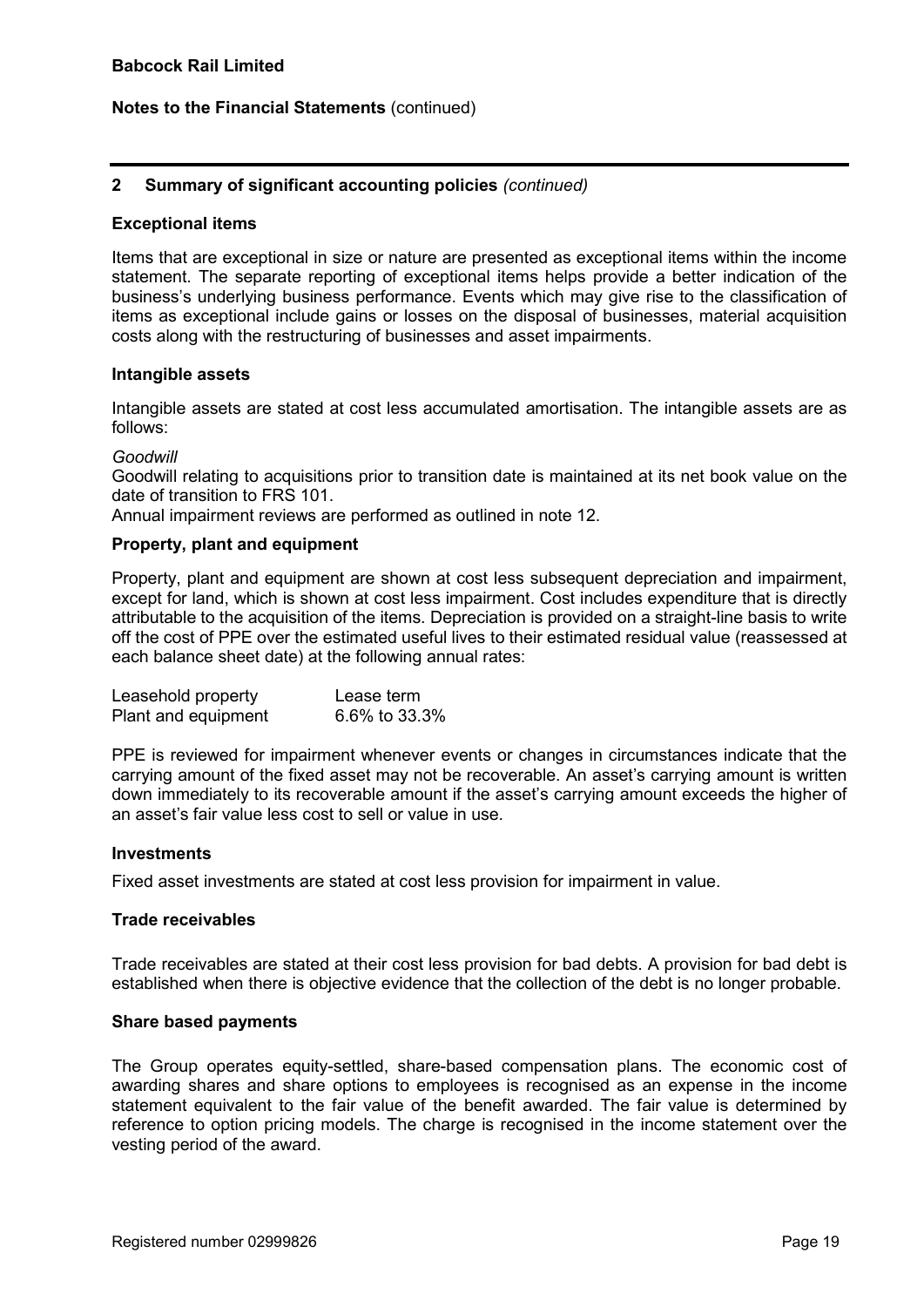## 2 Summary of significant accounting policies *(continued)*

### Exceptional items

Items that are exceptional in size or nature are presented as exceptional items within the income statement. The separate reporting of exceptional items helps provide a better indication of the business's underlying business performance. Events which may give rise to the classification of items as exceptional include gains or losses on the disposal of businesses, material acquisition costs along with the restructuring of businesses and asset impairments.

### Intangible assets

Intangible assets are stated at cost less accumulated amortisation. The intangible assets are as follows:

*Goodwill*

Goodwill relating to acquisitions prior to transition date is maintained at its net book value on the date of transition to FRS 101.

Annual impairment reviews are performed as outlined in note 12.

### Property, plant and equipment

Property, plant and equipment are shown at cost less subsequent depreciation and impairment, except for land, which is shown at cost less impairment. Cost includes expenditure that is directly attributable to the acquisition of the items. Depreciation is provided on a straight-line basis to write off the cost of PPE over the estimated useful lives to their estimated residual value (reassessed at each balance sheet date) at the following annual rates:

| | |
|---|---|
| Leasehold property | Lease term |
| Plant and equipment | 6.6% to 33.3% |

PPE is reviewed for impairment whenever events or changes in circumstances indicate that the carrying amount of the fixed asset may not be recoverable. An asset's carrying amount is written down immediately to its recoverable amount if the asset's carrying amount exceeds the higher of an asset's fair value less cost to sell or value in use.

### Investments

Fixed asset investments are stated at cost less provision for impairment in value.

### Trade receivables

Trade receivables are stated at their cost less provision for bad debts. A provision for bad debt is established when there is objective evidence that the collection of the debt is no longer probable.

### Share based payments

The Group operates equity-settled, share-based compensation plans. The economic cost of awarding shares and share options to employees is recognised as an expense in the income statement equivalent to the fair value of the benefit awarded. The fair value is determined by reference to option pricing models. The charge is recognised in the income statement over the vesting period of the award.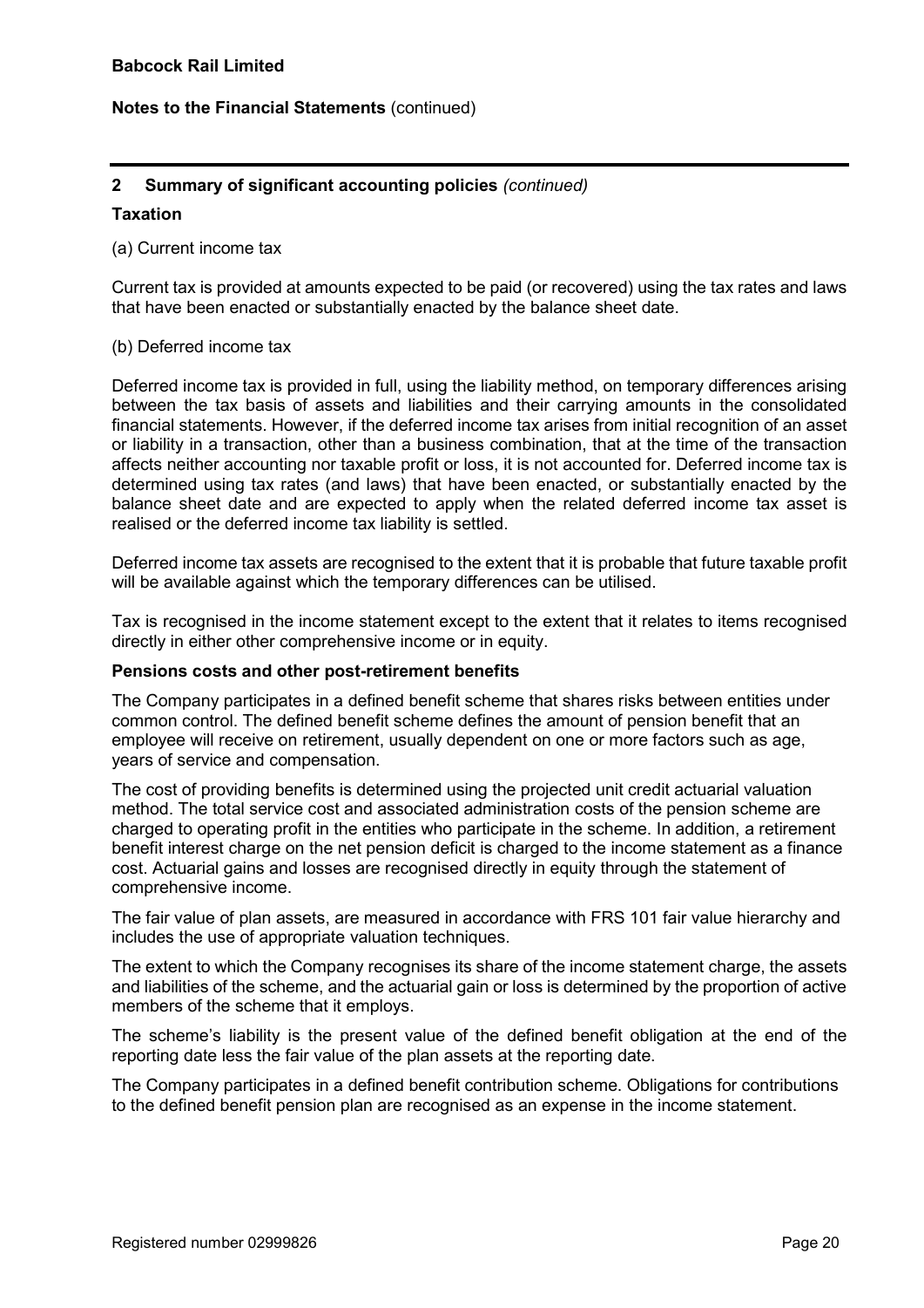## 2 Summary of significant accounting policies *(continued)*

### Taxation

(a) Current income tax

Current tax is provided at amounts expected to be paid (or recovered) using the tax rates and laws that have been enacted or substantially enacted by the balance sheet date.

(b) Deferred income tax

Deferred income tax is provided in full, using the liability method, on temporary differences arising between the tax basis of assets and liabilities and their carrying amounts in the consolidated financial statements. However, if the deferred income tax arises from initial recognition of an asset or liability in a transaction, other than a business combination, that at the time of the transaction affects neither accounting nor taxable profit or loss, it is not accounted for. Deferred income tax is determined using tax rates (and laws) that have been enacted, or substantially enacted by the balance sheet date and are expected to apply when the related deferred income tax asset is realised or the deferred income tax liability is settled.

Deferred income tax assets are recognised to the extent that it is probable that future taxable profit will be available against which the temporary differences can be utilised.

Tax is recognised in the income statement except to the extent that it relates to items recognised directly in either other comprehensive income or in equity.

### Pensions costs and other post-retirement benefits

The Company participates in a defined benefit scheme that shares risks between entities under common control. The defined benefit scheme defines the amount of pension benefit that an employee will receive on retirement, usually dependent on one or more factors such as age, years of service and compensation.

The cost of providing benefits is determined using the projected unit credit actuarial valuation method. The total service cost and associated administration costs of the pension scheme are charged to operating profit in the entities who participate in the scheme. In addition, a retirement benefit interest charge on the net pension deficit is charged to the income statement as a finance cost. Actuarial gains and losses are recognised directly in equity through the statement of comprehensive income.

The fair value of plan assets, are measured in accordance with FRS 101 fair value hierarchy and includes the use of appropriate valuation techniques.

The extent to which the Company recognises its share of the income statement charge, the assets and liabilities of the scheme, and the actuarial gain or loss is determined by the proportion of active members of the scheme that it employs.

The scheme's liability is the present value of the defined benefit obligation at the end of the reporting date less the fair value of the plan assets at the reporting date.

The Company participates in a defined benefit contribution scheme. Obligations for contributions to the defined benefit pension plan are recognised as an expense in the income statement.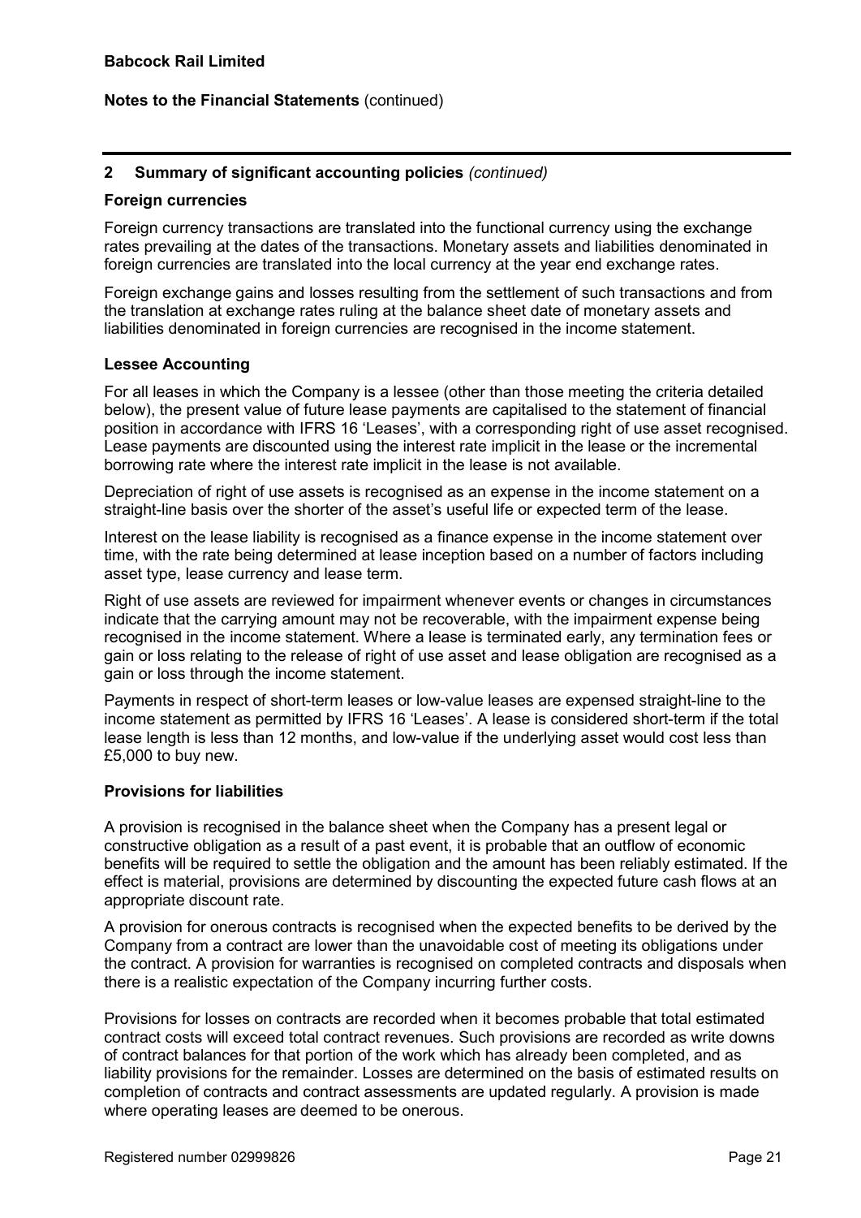## 2 Summary of significant accounting policies *(continued)*

### Foreign currencies

Foreign currency transactions are translated into the functional currency using the exchange rates prevailing at the dates of the transactions. Monetary assets and liabilities denominated in foreign currencies are translated into the local currency at the year end exchange rates.

Foreign exchange gains and losses resulting from the settlement of such transactions and from the translation at exchange rates ruling at the balance sheet date of monetary assets and liabilities denominated in foreign currencies are recognised in the income statement.

### Lessee Accounting

For all leases in which the Company is a lessee (other than those meeting the criteria detailed below), the present value of future lease payments are capitalised to the statement of financial position in accordance with IFRS 16 'Leases', with a corresponding right of use asset recognised. Lease payments are discounted using the interest rate implicit in the lease or the incremental borrowing rate where the interest rate implicit in the lease is not available.

Depreciation of right of use assets is recognised as an expense in the income statement on a straight-line basis over the shorter of the asset's useful life or expected term of the lease.

Interest on the lease liability is recognised as a finance expense in the income statement over time, with the rate being determined at lease inception based on a number of factors including asset type, lease currency and lease term.

Right of use assets are reviewed for impairment whenever events or changes in circumstances indicate that the carrying amount may not be recoverable, with the impairment expense being recognised in the income statement. Where a lease is terminated early, any termination fees or gain or loss relating to the release of right of use asset and lease obligation are recognised as a gain or loss through the income statement.

Payments in respect of short-term leases or low-value leases are expensed straight-line to the income statement as permitted by IFRS 16 'Leases'. A lease is considered short-term if the total lease length is less than 12 months, and low-value if the underlying asset would cost less than £5,000 to buy new.

### Provisions for liabilities

A provision is recognised in the balance sheet when the Company has a present legal or constructive obligation as a result of a past event, it is probable that an outflow of economic benefits will be required to settle the obligation and the amount has been reliably estimated. If the effect is material, provisions are determined by discounting the expected future cash flows at an appropriate discount rate.

A provision for onerous contracts is recognised when the expected benefits to be derived by the Company from a contract are lower than the unavoidable cost of meeting its obligations under the contract. A provision for warranties is recognised on completed contracts and disposals when there is a realistic expectation of the Company incurring further costs.

Provisions for losses on contracts are recorded when it becomes probable that total estimated contract costs will exceed total contract revenues. Such provisions are recorded as write downs of contract balances for that portion of the work which has already been completed, and as liability provisions for the remainder. Losses are determined on the basis of estimated results on completion of contracts and contract assessments are updated regularly. A provision is made where operating leases are deemed to be onerous.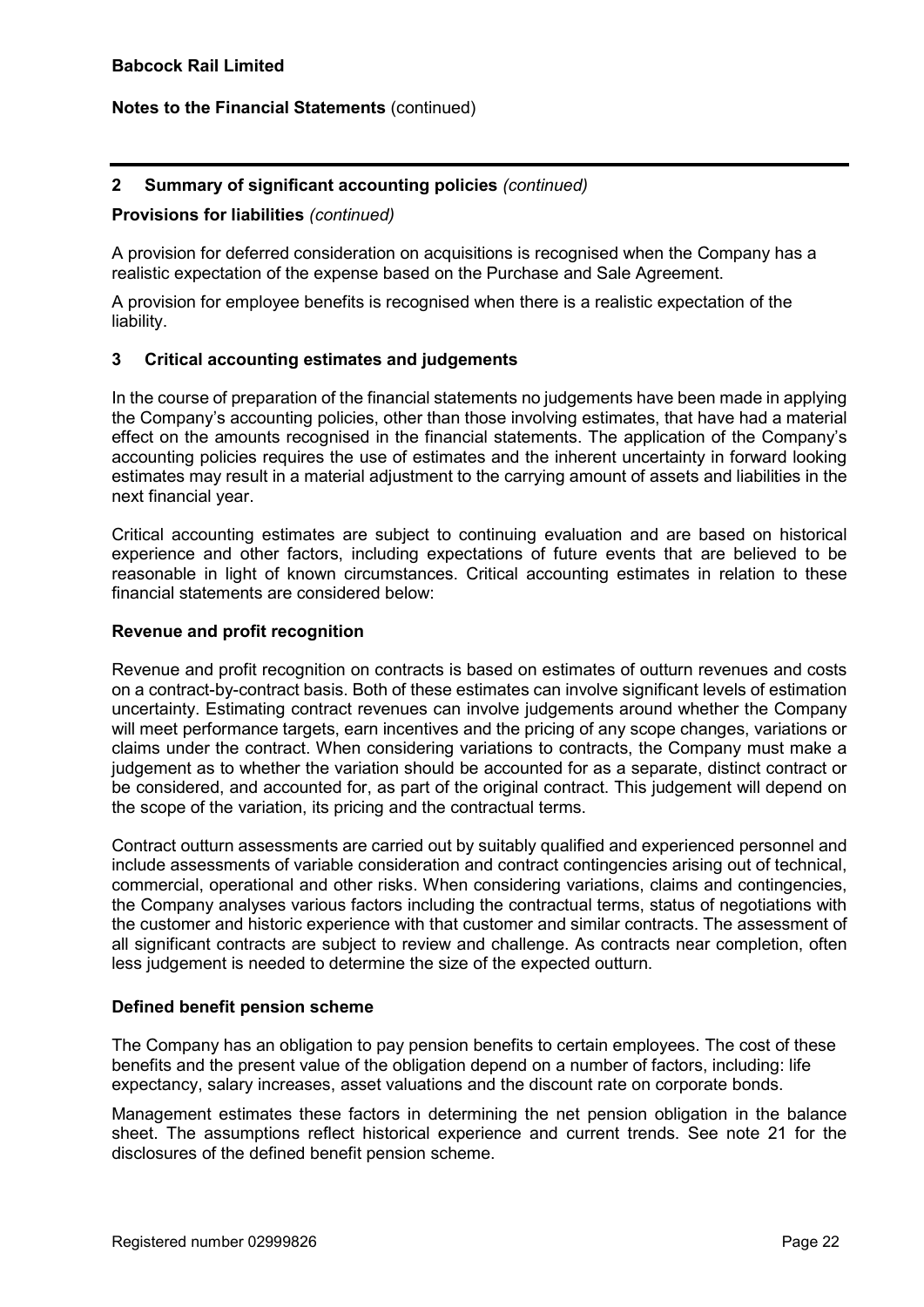## 2 Summary of significant accounting policies *(continued)*

**Provisions for liabilities** *(continued)*

A provision for deferred consideration on acquisitions is recognised when the Company has a realistic expectation of the expense based on the Purchase and Sale Agreement.

A provision for employee benefits is recognised when there is a realistic expectation of the liability.

## 3 Critical accounting estimates and judgements

In the course of preparation of the financial statements no judgements have been made in applying the Company's accounting policies, other than those involving estimates, that have had a material effect on the amounts recognised in the financial statements. The application of the Company's accounting policies requires the use of estimates and the inherent uncertainty in forward looking estimates may result in a material adjustment to the carrying amount of assets and liabilities in the next financial year.

Critical accounting estimates are subject to continuing evaluation and are based on historical experience and other factors, including expectations of future events that are believed to be reasonable in light of known circumstances. Critical accounting estimates in relation to these financial statements are considered below:

### Revenue and profit recognition

Revenue and profit recognition on contracts is based on estimates of outturn revenues and costs on a contract-by-contract basis. Both of these estimates can involve significant levels of estimation uncertainty. Estimating contract revenues can involve judgements around whether the Company will meet performance targets, earn incentives and the pricing of any scope changes, variations or claims under the contract. When considering variations to contracts, the Company must make a judgement as to whether the variation should be accounted for as a separate, distinct contract or be considered, and accounted for, as part of the original contract. This judgement will depend on the scope of the variation, its pricing and the contractual terms.

Contract outturn assessments are carried out by suitably qualified and experienced personnel and include assessments of variable consideration and contract contingencies arising out of technical, commercial, operational and other risks. When considering variations, claims and contingencies, the Company analyses various factors including the contractual terms, status of negotiations with the customer and historic experience with that customer and similar contracts. The assessment of all significant contracts are subject to review and challenge. As contracts near completion, often less judgement is needed to determine the size of the expected outturn.

### Defined benefit pension scheme

The Company has an obligation to pay pension benefits to certain employees. The cost of these benefits and the present value of the obligation depend on a number of factors, including: life expectancy, salary increases, asset valuations and the discount rate on corporate bonds.

Management estimates these factors in determining the net pension obligation in the balance sheet. The assumptions reflect historical experience and current trends. See note 21 for the disclosures of the defined benefit pension scheme.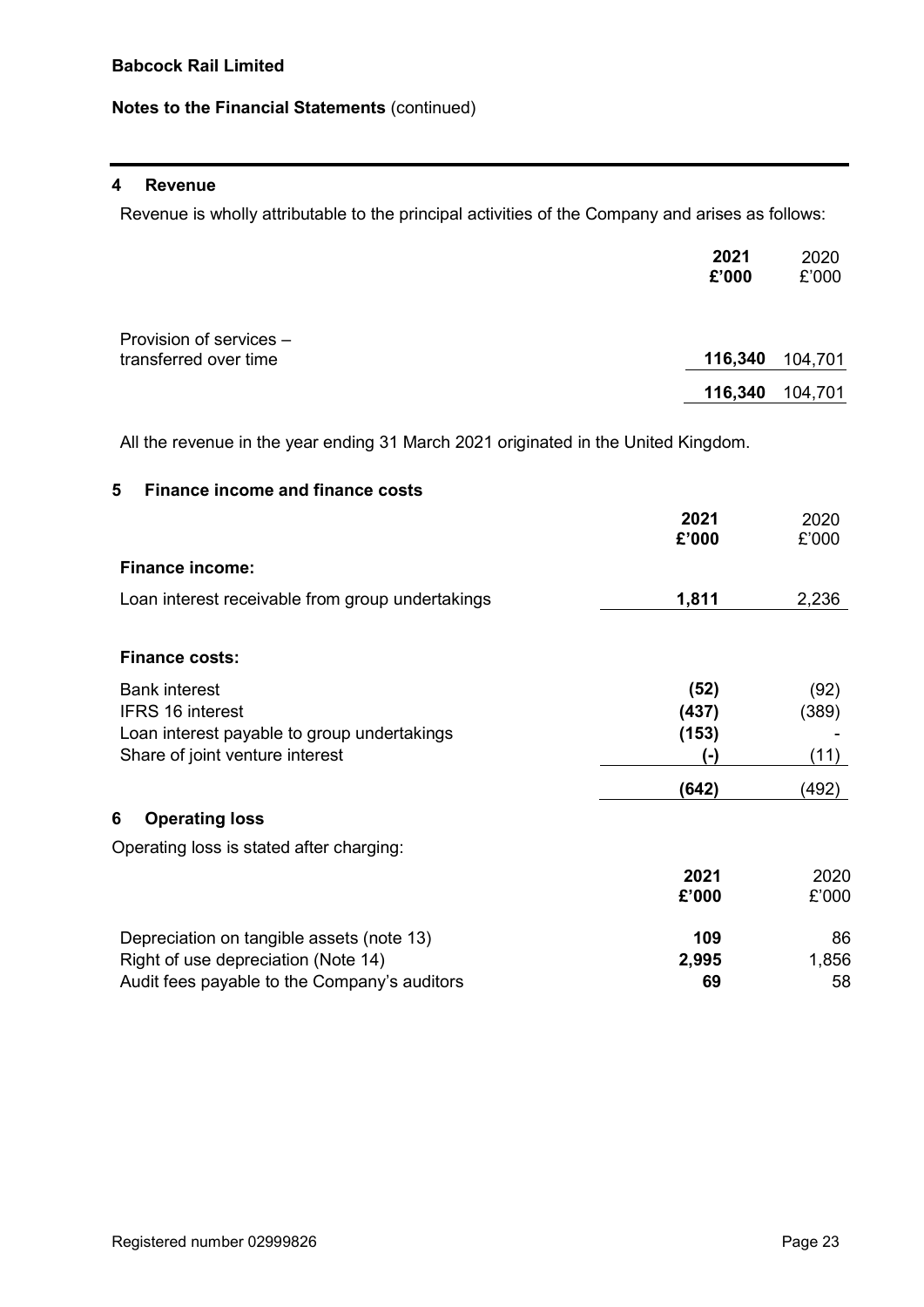**Babcock Rail Limited**

**Notes to the Financial Statements** (continued)

## 4 Revenue

Revenue is wholly attributable to the principal activities of the Company and arises as follows:

| | **2021 £'000** | 2020 £'000 |
|---|---|---|
| Provision of services – transferred over time | **116,340** | 104,701 |
| | **116,340** | 104,701 |

All the revenue in the year ending 31 March 2021 originated in the United Kingdom.

## 5 Finance income and finance costs

| | **2021 £'000** | 2020 £'000 |
|---|---|---|
| **Finance income:** | | |
| Loan interest receivable from group undertakings | **1,811** | 2,236 |
| | | |
| **Finance costs:** | | |
| Bank interest | **(52)** | (92) |
| IFRS 16 interest | **(437)** | (389) |
| Loan interest payable to group undertakings | **(153)** | - |
| Share of joint venture interest | **(-)** | (11) |
| | **(642)** | (492) |

## 6 Operating loss

Operating loss is stated after charging:

| | **2021 £'000** | 2020 £'000 |
|---|---|---|
| Depreciation on tangible assets (note 13) | **109** | 86 |
| Right of use depreciation (Note 14) | **2,995** | 1,856 |
| Audit fees payable to the Company's auditors | **69** | 58 |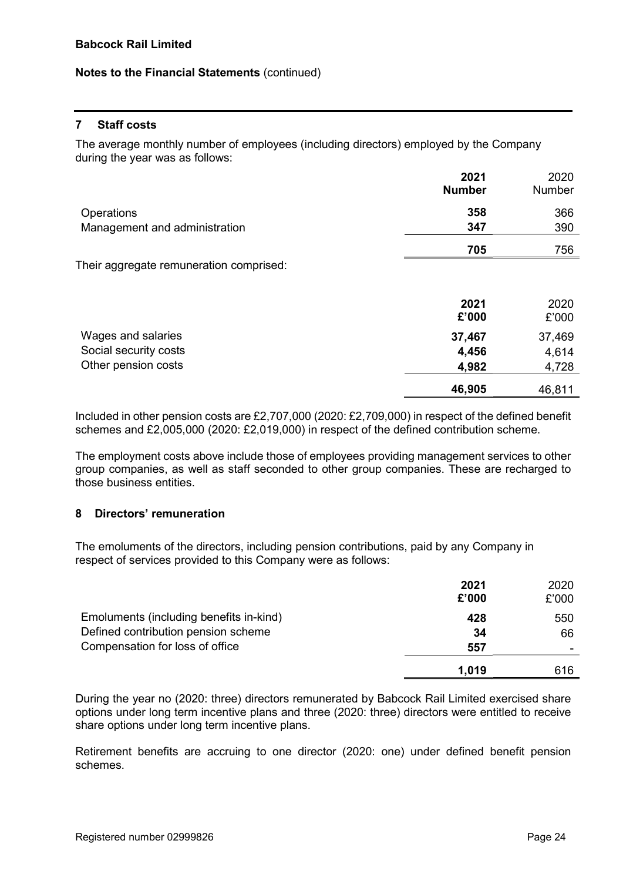**Babcock Rail Limited**

**Notes to the Financial Statements** (continued)

## 7 Staff costs

The average monthly number of employees (including directors) employed by the Company during the year was as follows:

| | **2021 Number** | 2020 Number |
|---|---|---|
| Operations | **358** | 366 |
| Management and administration | **347** | 390 |
| | **705** | 756 |

Their aggregate remuneration comprised:

| | **2021 £'000** | 2020 £'000 |
|---|---|---|
| Wages and salaries | **37,467** | 37,469 |
| Social security costs | **4,456** | 4,614 |
| Other pension costs | **4,982** | 4,728 |
| | **46,905** | 46,811 |

Included in other pension costs are £2,707,000 (2020: £2,709,000) in respect of the defined benefit schemes and £2,005,000 (2020: £2,019,000) in respect of the defined contribution scheme.

The employment costs above include those of employees providing management services to other group companies, as well as staff seconded to other group companies. These are recharged to those business entities.

## 8 Directors' remuneration

The emoluments of the directors, including pension contributions, paid by any Company in respect of services provided to this Company were as follows:

| | **2021 £'000** | 2020 £'000 |
|---|---|---|
| Emoluments (including benefits in-kind) | **428** | 550 |
| Defined contribution pension scheme | **34** | 66 |
| Compensation for loss of office | **557** | - |
| | **1,019** | 616 |

During the year no (2020: three) directors remunerated by Babcock Rail Limited exercised share options under long term incentive plans and three (2020: three) directors were entitled to receive share options under long term incentive plans.

Retirement benefits are accruing to one director (2020: one) under defined benefit pension schemes.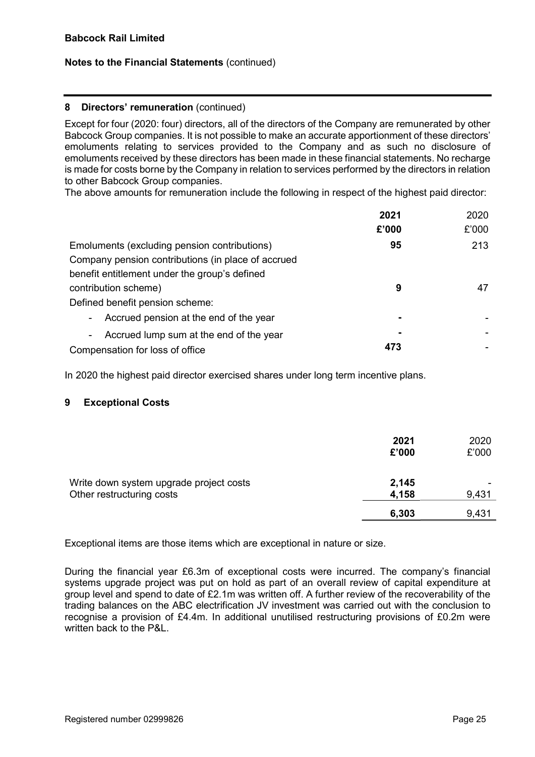**Babcock Rail Limited**

**Notes to the Financial Statements** (continued)

## 8 Directors' remuneration (continued)

Except for four (2020: four) directors, all of the directors of the Company are remunerated by other Babcock Group companies. It is not possible to make an accurate apportionment of these directors' emoluments relating to services provided to the Company and as such no disclosure of emoluments received by these directors has been made in these financial statements. No recharge is made for costs borne by the Company in relation to services performed by the directors in relation to other Babcock Group companies.

The above amounts for remuneration include the following in respect of the highest paid director:

| | **2021** | 2020 |
|---|---|---|
| | **£'000** | £'000 |
| Emoluments (excluding pension contributions) | **95** | 213 |
| Company pension contributions (in place of accrued benefit entitlement under the group's defined contribution scheme) | **9** | 47 |
| Defined benefit pension scheme: | | |
| - Accrued pension at the end of the year | **-** | - |
| - Accrued lump sum at the end of the year | **-** | - |
| Compensation for loss of office | **473** | - |

In 2020 the highest paid director exercised shares under long term incentive plans.

## 9 Exceptional Costs

| | **2021** | 2020 |
|---|---|---|
| | **£'000** | £'000 |
| Write down system upgrade project costs | **2,145** | - |
| Other restructuring costs | **4,158** | 9,431 |
| | **6,303** | 9,431 |

Exceptional items are those items which are exceptional in nature or size.

During the financial year £6.3m of exceptional costs were incurred. The company's financial systems upgrade project was put on hold as part of an overall review of capital expenditure at group level and spend to date of £2.1m was written off. A further review of the recoverability of the trading balances on the ABC electrification JV investment was carried out with the conclusion to recognise a provision of £4.4m. In additional unutilised restructuring provisions of £0.2m were written back to the P&L.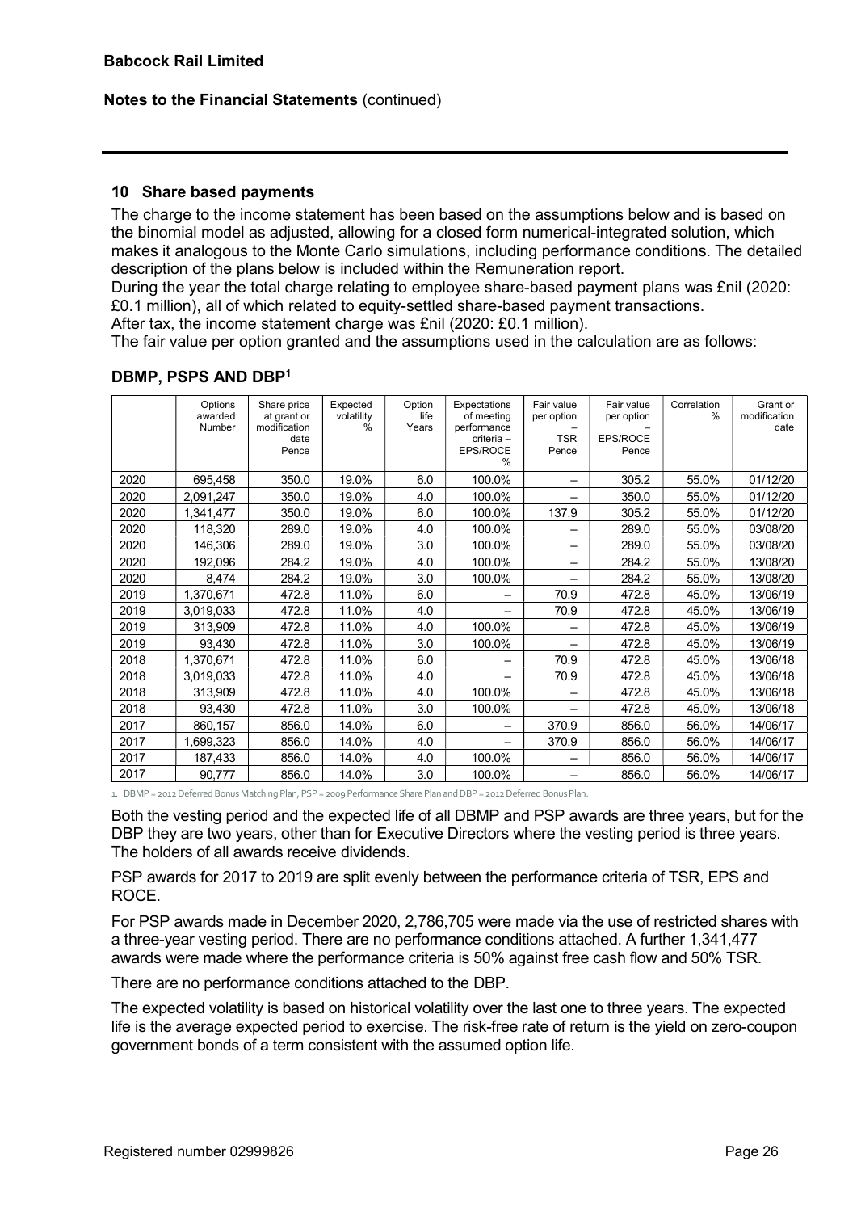## 10 Share based payments

The charge to the income statement has been based on the assumptions below and is based on the binomial model as adjusted, allowing for a closed form numerical-integrated solution, which makes it analogous to the Monte Carlo simulations, including performance conditions. The detailed description of the plans below is included within the Remuneration report.

During the year the total charge relating to employee share-based payment plans was £nil (2020: £0.1 million), all of which related to equity-settled share-based payment transactions.

After tax, the income statement charge was £nil (2020: £0.1 million).

The fair value per option granted and the assumptions used in the calculation are as follows:

### DBMP, PSPS AND DBP[1]

| | Options awarded Number | Share price at grant or modification date Pence | Expected volatility % | Option life Years | Expectations of meeting performance criteria – EPS/ROCE % | Fair value per option – TSR Pence | Fair value per option – EPS/ROCE Pence | Correlation % | Grant or modification date |
|---|---|---|---|---|---|---|---|---|---|
| 2020 | 695,458 | 350.0 | 19.0% | 6.0 | 100.0% | – | 305.2 | 55.0% | 01/12/20 |
| 2020 | 2,091,247 | 350.0 | 19.0% | 4.0 | 100.0% | – | 350.0 | 55.0% | 01/12/20 |
| 2020 | 1,341,477 | 350.0 | 19.0% | 6.0 | 100.0% | 137.9 | 305.2 | 55.0% | 01/12/20 |
| 2020 | 118,320 | 289.0 | 19.0% | 4.0 | 100.0% | – | 289.0 | 55.0% | 03/08/20 |
| 2020 | 146,306 | 289.0 | 19.0% | 3.0 | 100.0% | – | 289.0 | 55.0% | 03/08/20 |
| 2020 | 192,096 | 284.2 | 19.0% | 4.0 | 100.0% | – | 284.2 | 55.0% | 13/08/20 |
| 2020 | 8,474 | 284.2 | 19.0% | 3.0 | 100.0% | – | 284.2 | 55.0% | 13/08/20 |
| 2019 | 1,370,671 | 472.8 | 11.0% | 6.0 | – | 70.9 | 472.8 | 45.0% | 13/06/19 |
| 2019 | 3,019,033 | 472.8 | 11.0% | 4.0 | – | 70.9 | 472.8 | 45.0% | 13/06/19 |
| 2019 | 313,909 | 472.8 | 11.0% | 4.0 | 100.0% | – | 472.8 | 45.0% | 13/06/19 |
| 2019 | 93,430 | 472.8 | 11.0% | 3.0 | 100.0% | – | 472.8 | 45.0% | 13/06/19 |
| 2018 | 1,370,671 | 472.8 | 11.0% | 6.0 | – | 70.9 | 472.8 | 45.0% | 13/06/18 |
| 2018 | 3,019,033 | 472.8 | 11.0% | 4.0 | – | 70.9 | 472.8 | 45.0% | 13/06/18 |
| 2018 | 313,909 | 472.8 | 11.0% | 4.0 | 100.0% | – | 472.8 | 45.0% | 13/06/18 |
| 2018 | 93,430 | 472.8 | 11.0% | 3.0 | 100.0% | – | 472.8 | 45.0% | 13/06/18 |
| 2017 | 860,157 | 856.0 | 14.0% | 6.0 | – | 370.9 | 856.0 | 56.0% | 14/06/17 |
| 2017 | 1,699,323 | 856.0 | 14.0% | 4.0 | – | 370.9 | 856.0 | 56.0% | 14/06/17 |
| 2017 | 187,433 | 856.0 | 14.0% | 4.0 | 100.0% | – | 856.0 | 56.0% | 14/06/17 |
| 2017 | 90,777 | 856.0 | 14.0% | 3.0 | 100.0% | – | 856.0 | 56.0% | 14/06/17 |

1. DBMP = 2012 Deferred Bonus Matching Plan, PSP = 2009 Performance Share Plan and DBP = 2012 Deferred Bonus Plan.

Both the vesting period and the expected life of all DBMP and PSP awards are three years, but for the DBP they are two years, other than for Executive Directors where the vesting period is three years. The holders of all awards receive dividends.

PSP awards for 2017 to 2019 are split evenly between the performance criteria of TSR, EPS and ROCE.

For PSP awards made in December 2020, 2,786,705 were made via the use of restricted shares with a three-year vesting period. There are no performance conditions attached. A further 1,341,477 awards were made where the performance criteria is 50% against free cash flow and 50% TSR.

There are no performance conditions attached to the DBP.

The expected volatility is based on historical volatility over the last one to three years. The expected life is the average expected period to exercise. The risk-free rate of return is the yield on zero-coupon government bonds of a term consistent with the assumed option life.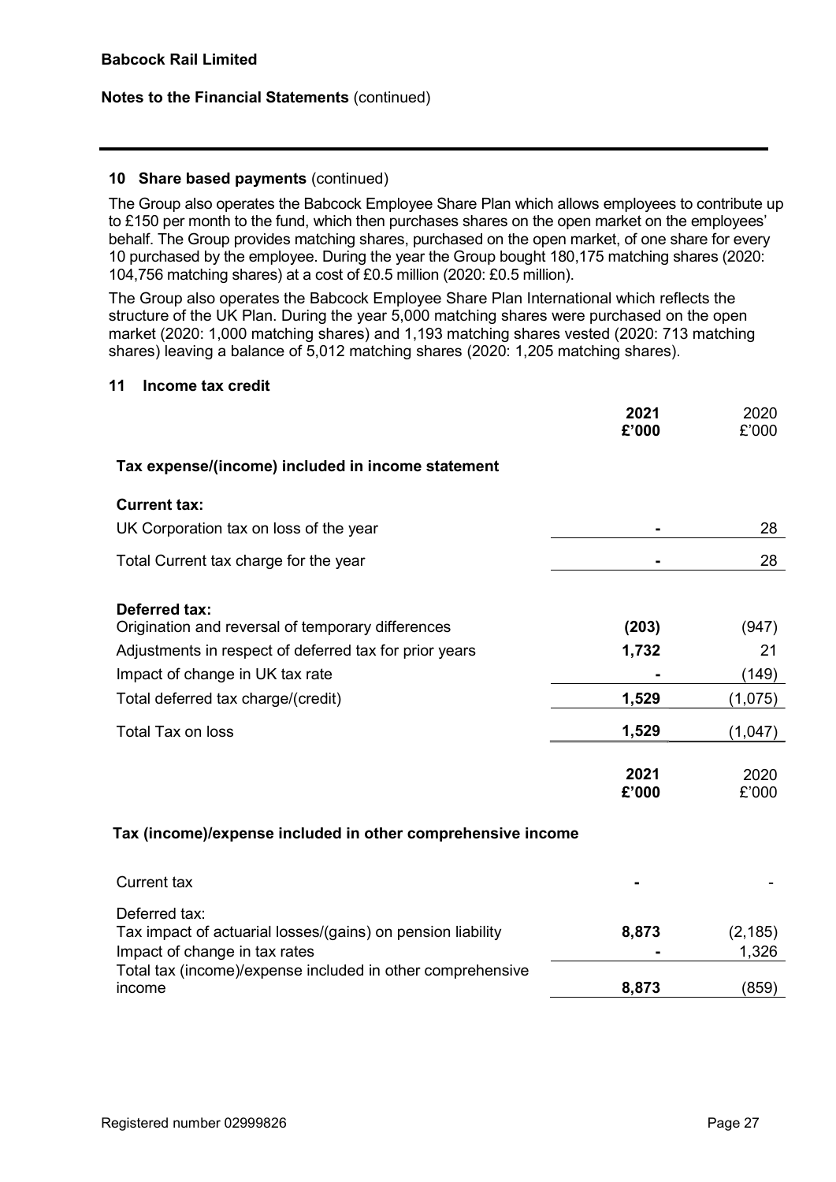## 10 Share based payments (continued)

The Group also operates the Babcock Employee Share Plan which allows employees to contribute up to £150 per month to the fund, which then purchases shares on the open market on the employees' behalf. The Group provides matching shares, purchased on the open market, of one share for every 10 purchased by the employee. During the year the Group bought 180,175 matching shares (2020: 104,756 matching shares) at a cost of £0.5 million (2020: £0.5 million).

The Group also operates the Babcock Employee Share Plan International which reflects the structure of the UK Plan. During the year 5,000 matching shares were purchased on the open market (2020: 1,000 matching shares) and 1,193 matching shares vested (2020: 713 matching shares) leaving a balance of 5,012 matching shares (2020: 1,205 matching shares).

## 11 Income tax credit

| | **2021 £'000** | 2020 £'000 |
|---|---|---|
| **Tax expense/(income) included in income statement** | | |
| **Current tax:** | | |
| UK Corporation tax on loss of the year | **-** | 28 |
| Total Current tax charge for the year | **-** | 28 |
| **Deferred tax:** | | |
| Origination and reversal of temporary differences | **(203)** | (947) |
| Adjustments in respect of deferred tax for prior years | **1,732** | 21 |
| Impact of change in UK tax rate | **-** | (149) |
| Total deferred tax charge/(credit) | **1,529** | (1,075) |
| Total Tax on loss | **1,529** | (1,047) |

| | **2021 £'000** | 2020 £'000 |
|---|---|---|
| **Tax (income)/expense included in other comprehensive income** | | |
| Current tax | **-** | - |
| Deferred tax: | | |
| Tax impact of actuarial losses/(gains) on pension liability | **8,873** | (2,185) |
| Impact of change in tax rates | **-** | 1,326 |
| Total tax (income)/expense included in other comprehensive income | **8,873** | (859) |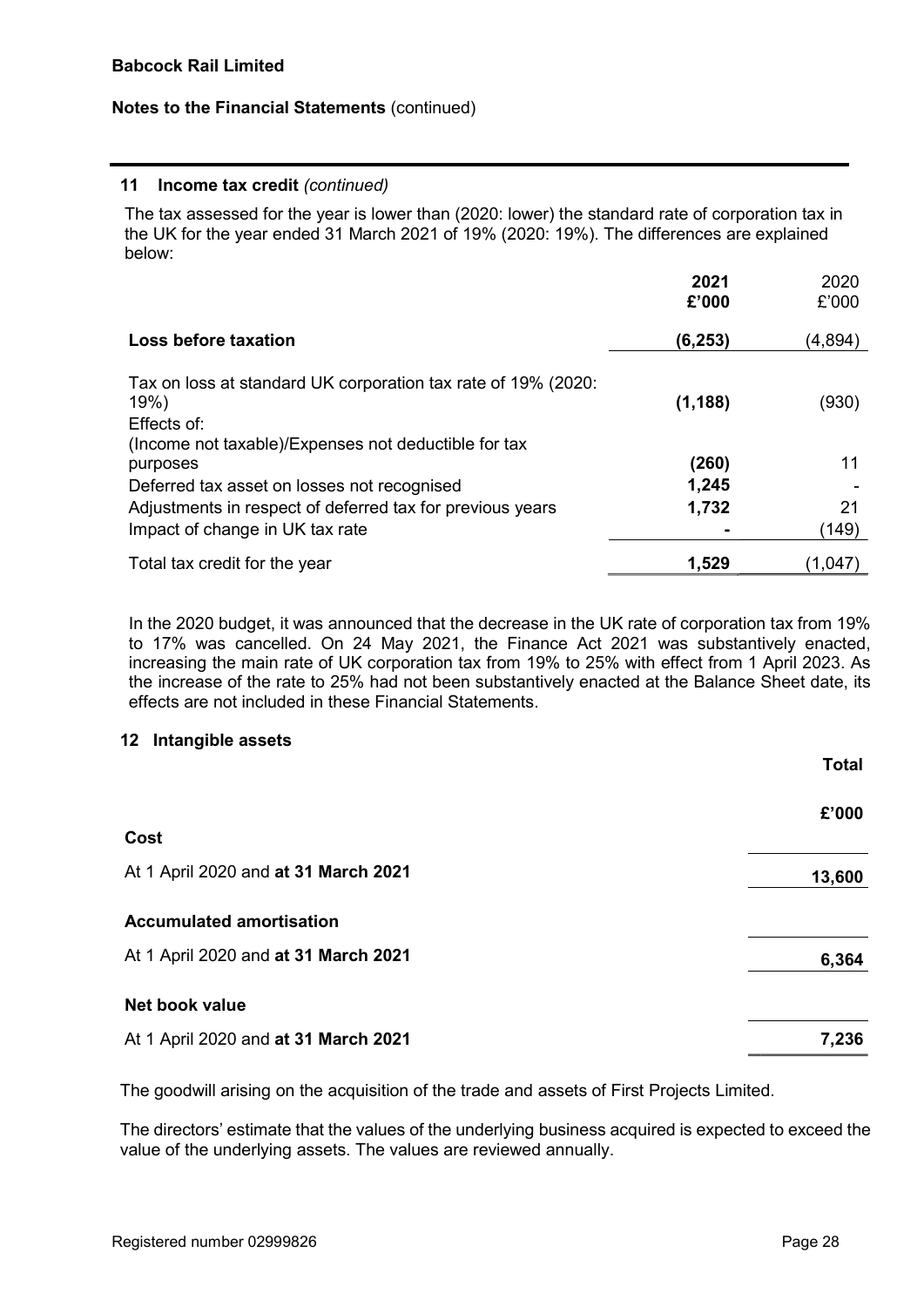**Babcock Rail Limited**

**Notes to the Financial Statements** (continued)

### 11 Income tax credit *(continued)*

The tax assessed for the year is lower than (2020: lower) the standard rate of corporation tax in the UK for the year ended 31 March 2021 of 19% (2020: 19%). The differences are explained below:

| | **2021 £'000** | 2020 £'000 |
|---|---|---|
| **Loss before taxation** | **(6,253)** | (4,894) |
| Tax on loss at standard UK corporation tax rate of 19% (2020: 19%) | **(1,188)** | (930) |
| Effects of: | | |
| (Income not taxable)/Expenses not deductible for tax purposes | **(260)** | 11 |
| Deferred tax asset on losses not recognised | **1,245** | - |
| Adjustments in respect of deferred tax for previous years | **1,732** | 21 |
| Impact of change in UK tax rate | **-** | (149) |
| Total tax credit for the year | **1,529** | (1,047) |

In the 2020 budget, it was announced that the decrease in the UK rate of corporation tax from 19% to 17% was cancelled. On 24 May 2021, the Finance Act 2021 was substantively enacted, increasing the main rate of UK corporation tax from 19% to 25% with effect from 1 April 2023. As the increase of the rate to 25% had not been substantively enacted at the Balance Sheet date, its effects are not included in these Financial Statements.

### 12 Intangible assets

| | **Total** |
|---|---|
| | **£'000** |
| **Cost** | |
| At 1 April 2020 and **at 31 March 2021** | **13,600** |
| **Accumulated amortisation** | |
| At 1 April 2020 and **at 31 March 2021** | **6,364** |
| **Net book value** | |
| At 1 April 2020 and **at 31 March 2021** | **7,236** |

The goodwill arising on the acquisition of the trade and assets of First Projects Limited.

The directors' estimate that the values of the underlying business acquired is expected to exceed the value of the underlying assets. The values are reviewed annually.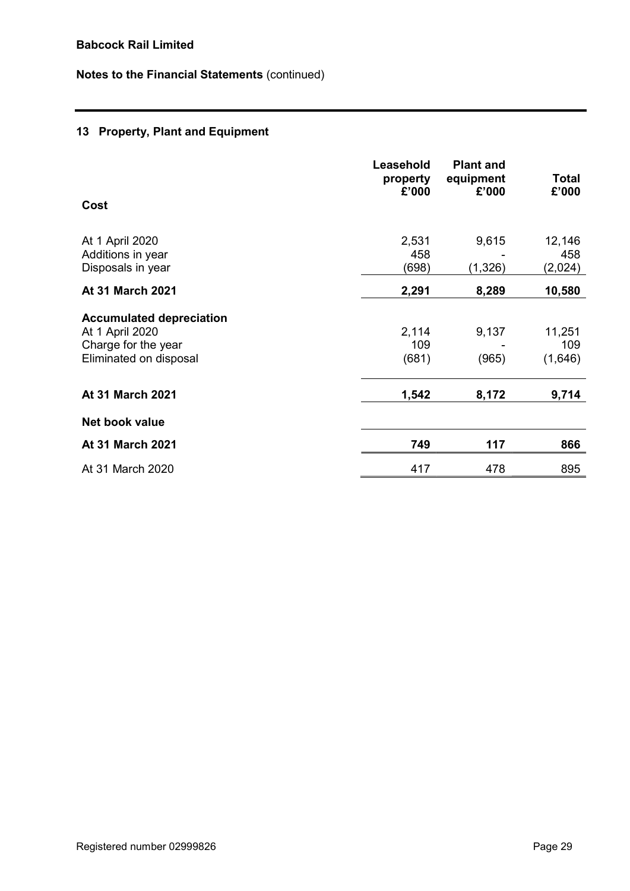**Notes to the Financial Statements** (continued)

## 13 Property, Plant and Equipment

| | Leasehold property £'000 | Plant and equipment £'000 | Total £'000 |
|---|---|---|---|
| **Cost** | | | |
| At 1 April 2020 | 2,531 | 9,615 | 12,146 |
| Additions in year | 458 | - | 458 |
| Disposals in year | (698) | (1,326) | (2,024) |
| **At 31 March 2021** | **2,291** | **8,289** | **10,580** |
| **Accumulated depreciation** | | | |
| At 1 April 2020 | 2,114 | 9,137 | 11,251 |
| Charge for the year | 109 | - | 109 |
| Eliminated on disposal | (681) | (965) | (1,646) |
| **At 31 March 2021** | **1,542** | **8,172** | **9,714** |
| **Net book value** | | | |
| **At 31 March 2021** | **749** | **117** | **866** |
| At 31 March 2020 | 417 | 478 | 895 |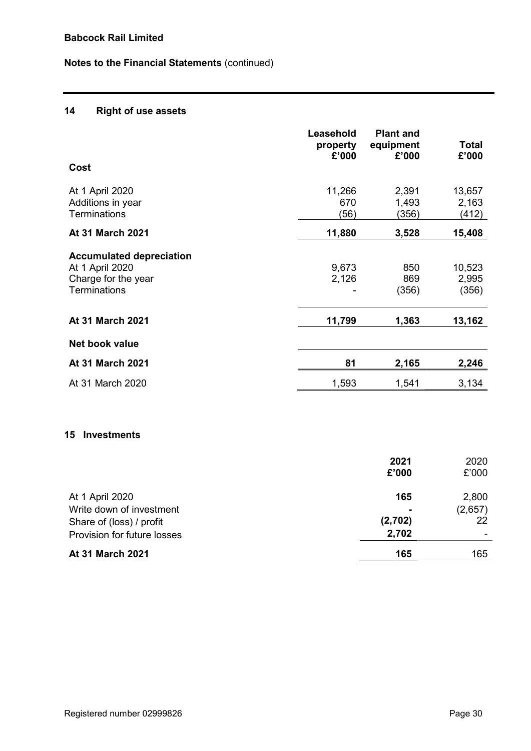**Babcock Rail Limited**

**Notes to the Financial Statements** (continued)

## 14 Right of use assets

| | Leasehold property £'000 | Plant and equipment £'000 | Total £'000 |
|---|---|---|---|
| **Cost** | | | |
| At 1 April 2020 | 11,266 | 2,391 | 13,657 |
| Additions in year | 670 | 1,493 | 2,163 |
| Terminations | (56) | (356) | (412) |
| **At 31 March 2021** | **11,880** | **3,528** | **15,408** |
| **Accumulated depreciation** | | | |
| At 1 April 2020 | 9,673 | 850 | 10,523 |
| Charge for the year | 2,126 | 869 | 2,995 |
| Terminations | - | (356) | (356) |
| **At 31 March 2021** | **11,799** | **1,363** | **13,162** |
| **Net book value** | | | |
| **At 31 March 2021** | **81** | **2,165** | **2,246** |
| At 31 March 2020 | 1,593 | 1,541 | 3,134 |

## 15 Investments

| | 2021 £'000 | 2020 £'000 |
|---|---|---|
| At 1 April 2020 | **165** | 2,800 |
| Write down of investment | **-** | (2,657) |
| Share of (loss) / profit | **(2,702)** | 22 |
| Provision for future losses | **2,702** | - |
| **At 31 March 2021** | **165** | 165 |

Registered number 02999826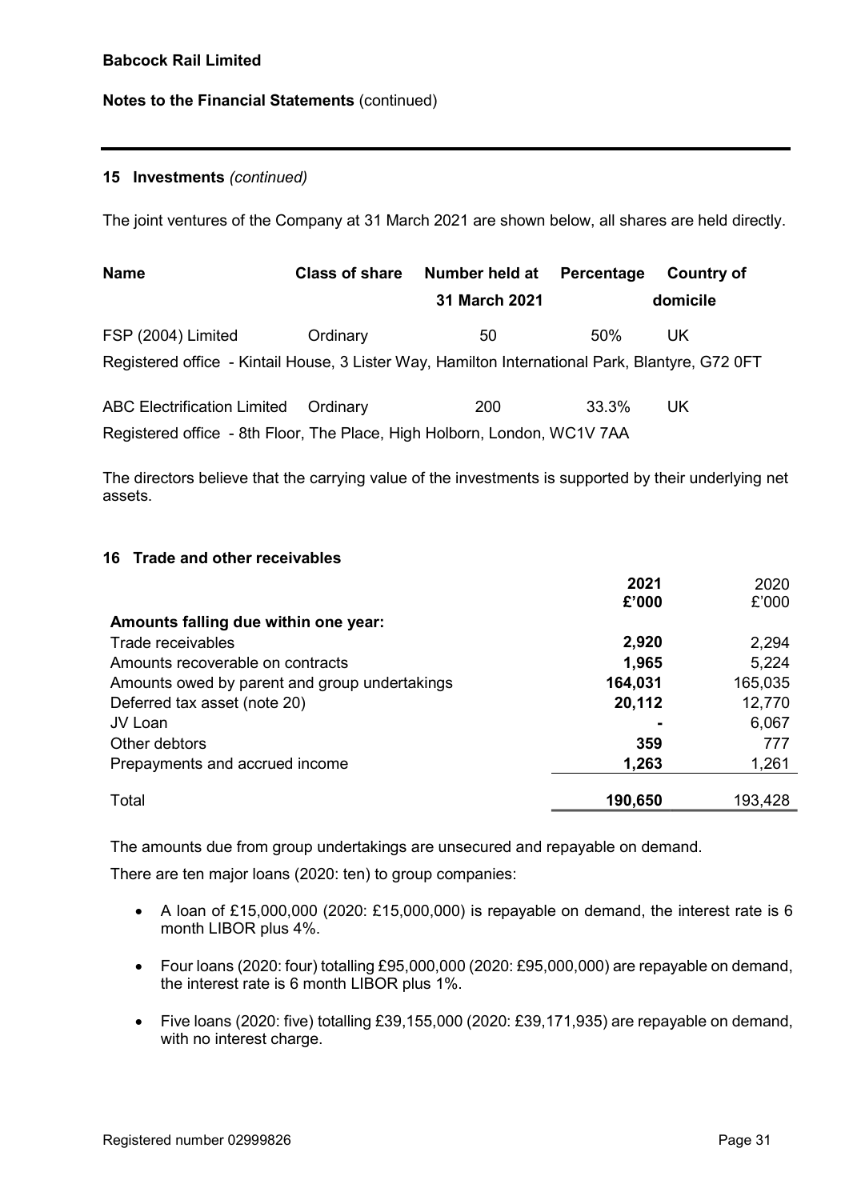**Babcock Rail Limited**

**Notes to the Financial Statements** (continued)

## 15 Investments *(continued)*

The joint ventures of the Company at 31 March 2021 are shown below, all shares are held directly.

| Name | Class of share | Number held at 31 March 2021 | Percentage | Country of domicile |
|---|---|---|---|---|
| FSP (2004) Limited | Ordinary | 50 | 50% | UK |
| Registered office - Kintail House, 3 Lister Way, Hamilton International Park, Blantyre, G72 0FT | | | | |
| ABC Electrification Limited | Ordinary | 200 | 33.3% | UK |
| Registered office - 8th Floor, The Place, High Holborn, London, WC1V 7AA | | | | |

The directors believe that the carrying value of the investments is supported by their underlying net assets.

## 16 Trade and other receivables

| | 2021 £'000 | 2020 £'000 |
|---|---|---|
| **Amounts falling due within one year:** | | |
| Trade receivables | **2,920** | 2,294 |
| Amounts recoverable on contracts | **1,965** | 5,224 |
| Amounts owed by parent and group undertakings | **164,031** | 165,035 |
| Deferred tax asset (note 20) | **20,112** | 12,770 |
| JV Loan | **-** | 6,067 |
| Other debtors | **359** | 777 |
| Prepayments and accrued income | **1,263** | 1,261 |
| Total | **190,650** | 193,428 |

The amounts due from group undertakings are unsecured and repayable on demand.

There are ten major loans (2020: ten) to group companies:

- A loan of £15,000,000 (2020: £15,000,000) is repayable on demand, the interest rate is 6 month LIBOR plus 4%.
- Four loans (2020: four) totalling £95,000,000 (2020: £95,000,000) are repayable on demand, the interest rate is 6 month LIBOR plus 1%.
- Five loans (2020: five) totalling £39,155,000 (2020: £39,171,935) are repayable on demand, with no interest charge.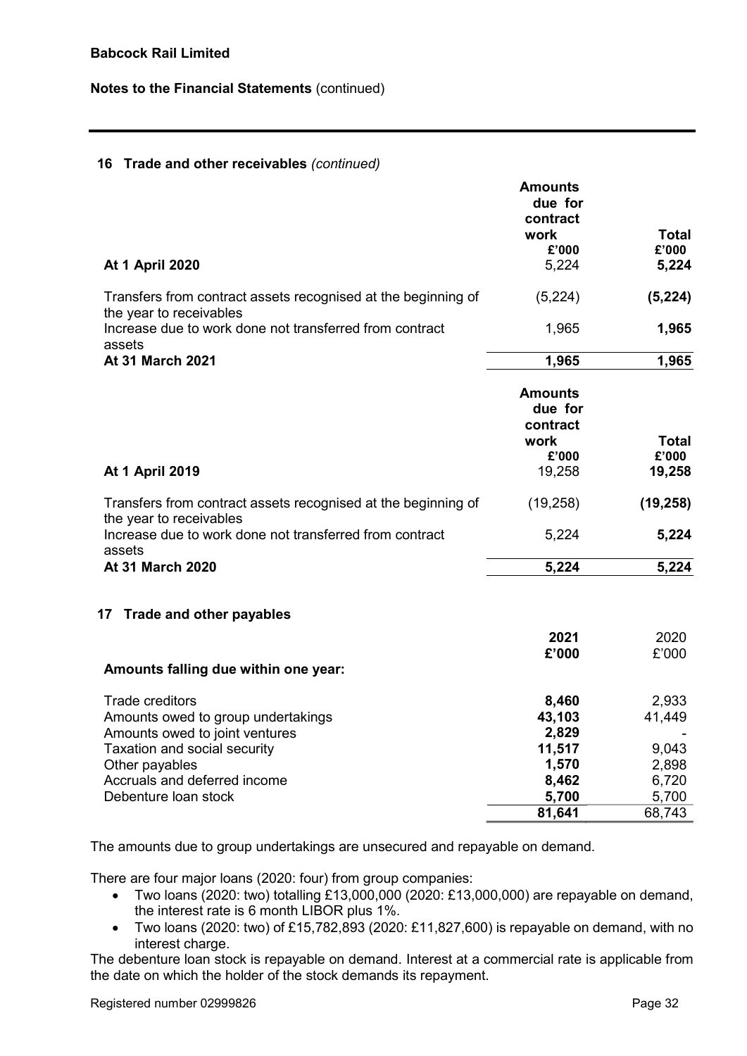**Babcock Rail Limited**

**Notes to the Financial Statements** (continued)

### 16 Trade and other receivables *(continued)*

| | Amounts due for contract work £'000 | Total £'000 |
|---|---|---|
| **At 1 April 2020** | 5,224 | **5,224** |
| Transfers from contract assets recognised at the beginning of the year to receivables | (5,224) | **(5,224)** |
| Increase due to work done not transferred from contract assets | 1,965 | **1,965** |
| **At 31 March 2021** | **1,965** | **1,965** |

| | Amounts due for contract work £'000 | Total £'000 |
|---|---|---|
| **At 1 April 2019** | 19,258 | **19,258** |
| Transfers from contract assets recognised at the beginning of the year to receivables | (19,258) | **(19,258)** |
| Increase due to work done not transferred from contract assets | 5,224 | **5,224** |
| **At 31 March 2020** | **5,224** | **5,224** |

### 17 Trade and other payables

| | 2021 £'000 | 2020 £'000 |
|---|---|---|
| **Amounts falling due within one year:** | | |
| Trade creditors | **8,460** | 2,933 |
| Amounts owed to group undertakings | **43,103** | 41,449 |
| Amounts owed to joint ventures | **2,829** | - |
| Taxation and social security | **11,517** | 9,043 |
| Other payables | **1,570** | 2,898 |
| Accruals and deferred income | **8,462** | 6,720 |
| Debenture loan stock | **5,700** | 5,700 |
| | **81,641** | 68,743 |

The amounts due to group undertakings are unsecured and repayable on demand.

There are four major loans (2020: four) from group companies:

- Two loans (2020: two) totalling £13,000,000 (2020: £13,000,000) are repayable on demand, the interest rate is 6 month LIBOR plus 1%.
- Two loans (2020: two) of £15,782,893 (2020: £11,827,600) is repayable on demand, with no interest charge.

The debenture loan stock is repayable on demand. Interest at a commercial rate is applicable from the date on which the holder of the stock demands its repayment.

Registered number 02999826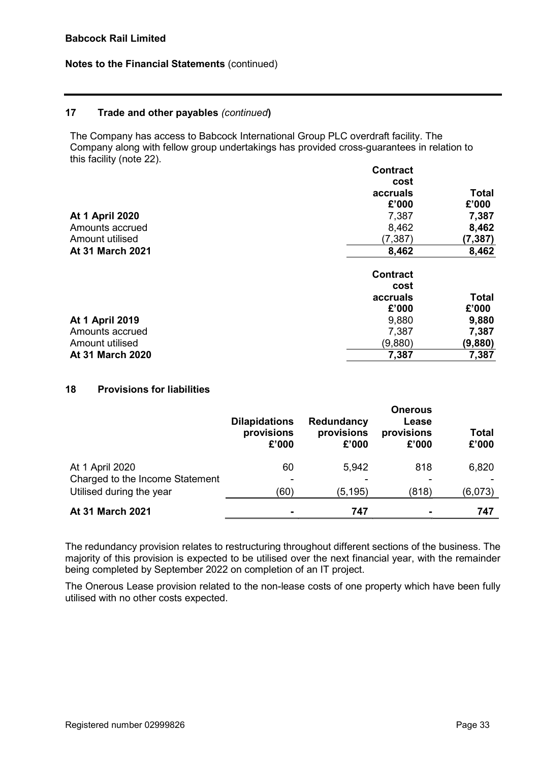## 17 Trade and other payables *(continued)*

The Company has access to Babcock International Group PLC overdraft facility. The Company along with fellow group undertakings has provided cross-guarantees in relation to this facility (note 22).

| | Contract cost accruals £'000 | Total £'000 |
|---|---|---|
| **At 1 April 2020** | 7,387 | **7,387** |
| Amounts accrued | 8,462 | **8,462** |
| Amount utilised | (7,387) | **(7,387)** |
| **At 31 March 2021** | **8,462** | **8,462** |

| | Contract cost accruals £'000 | Total £'000 |
|---|---|---|
| **At 1 April 2019** | 9,880 | **9,880** |
| Amounts accrued | 7,387 | **7,387** |
| Amount utilised | (9,880) | **(9,880)** |
| **At 31 March 2020** | **7,387** | **7,387** |

## 18 Provisions for liabilities

| | Dilapidations provisions £'000 | Redundancy provisions £'000 | Onerous Lease provisions £'000 | Total £'000 |
|---|---|---|---|---|
| At 1 April 2020 | 60 | 5,942 | 818 | 6,820 |
| Charged to the Income Statement | - | - | - | - |
| Utilised during the year | (60) | (5,195) | (818) | (6,073) |
| **At 31 March 2021** | **-** | **747** | **-** | **747** |

The redundancy provision relates to restructuring throughout different sections of the business. The majority of this provision is expected to be utilised over the next financial year, with the remainder being completed by September 2022 on completion of an IT project.

The Onerous Lease provision related to the non-lease costs of one property which have been fully utilised with no other costs expected.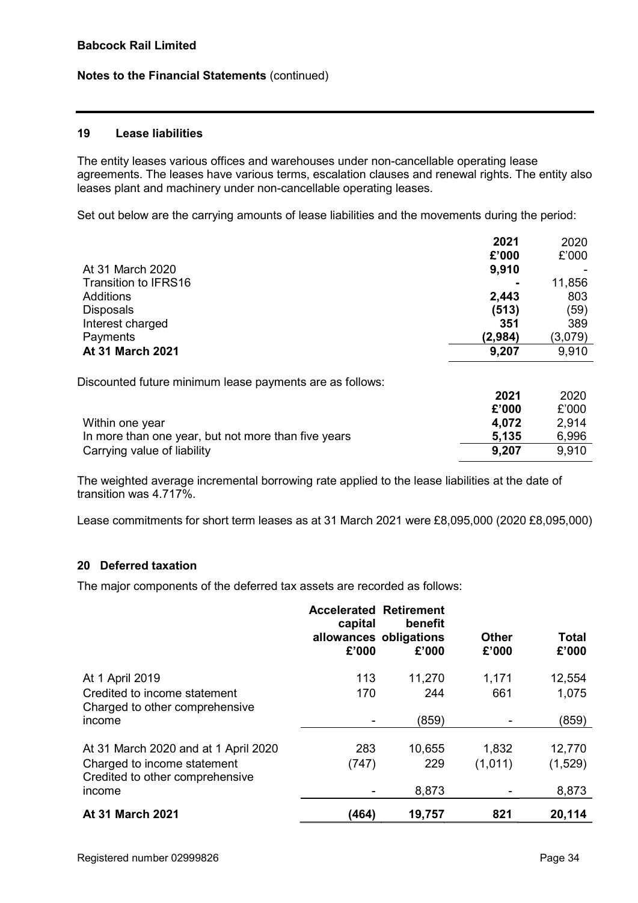**Babcock Rail Limited**

**Notes to the Financial Statements** (continued)

## 19 Lease liabilities

The entity leases various offices and warehouses under non-cancellable operating lease agreements. The leases have various terms, escalation clauses and renewal rights. The entity also leases plant and machinery under non-cancellable operating leases.

Set out below are the carrying amounts of lease liabilities and the movements during the period:

| | 2021 £'000 | 2020 £'000 |
|---|---|---|
| At 31 March 2020 | **9,910** | - |
| Transition to IFRS16 | **-** | 11,856 |
| Additions | **2,443** | 803 |
| Disposals | **(513)** | (59) |
| Interest charged | **351** | 389 |
| Payments | **(2,984)** | (3,079) |
| **At 31 March 2021** | **9,207** | 9,910 |

Discounted future minimum lease payments are as follows:

| | 2021 £'000 | 2020 £'000 |
|---|---|---|
| Within one year | **4,072** | 2,914 |
| In more than one year, but not more than five years | **5,135** | 6,996 |
| Carrying value of liability | **9,207** | 9,910 |

The weighted average incremental borrowing rate applied to the lease liabilities at the date of transition was 4.717%.

Lease commitments for short term leases as at 31 March 2021 were £8,095,000 (2020 £8,095,000)

## 20 Deferred taxation

The major components of the deferred tax assets are recorded as follows:

| | Accelerated capital allowances £'000 | Retirement benefit obligations £'000 | Other £'000 | Total £'000 |
|---|---|---|---|---|
| At 1 April 2019 | 113 | 11,270 | 1,171 | 12,554 |
| Credited to income statement | 170 | 244 | 661 | 1,075 |
| Charged to other comprehensive income | - | (859) | - | (859) |
| At 31 March 2020 and at 1 April 2020 | 283 | 10,655 | 1,832 | 12,770 |
| Charged to income statement | (747) | 229 | (1,011) | (1,529) |
| Credited to other comprehensive income | - | 8,873 | - | 8,873 |
| **At 31 March 2021** | **(464)** | **19,757** | **821** | **20,114** |

Registered number 02999826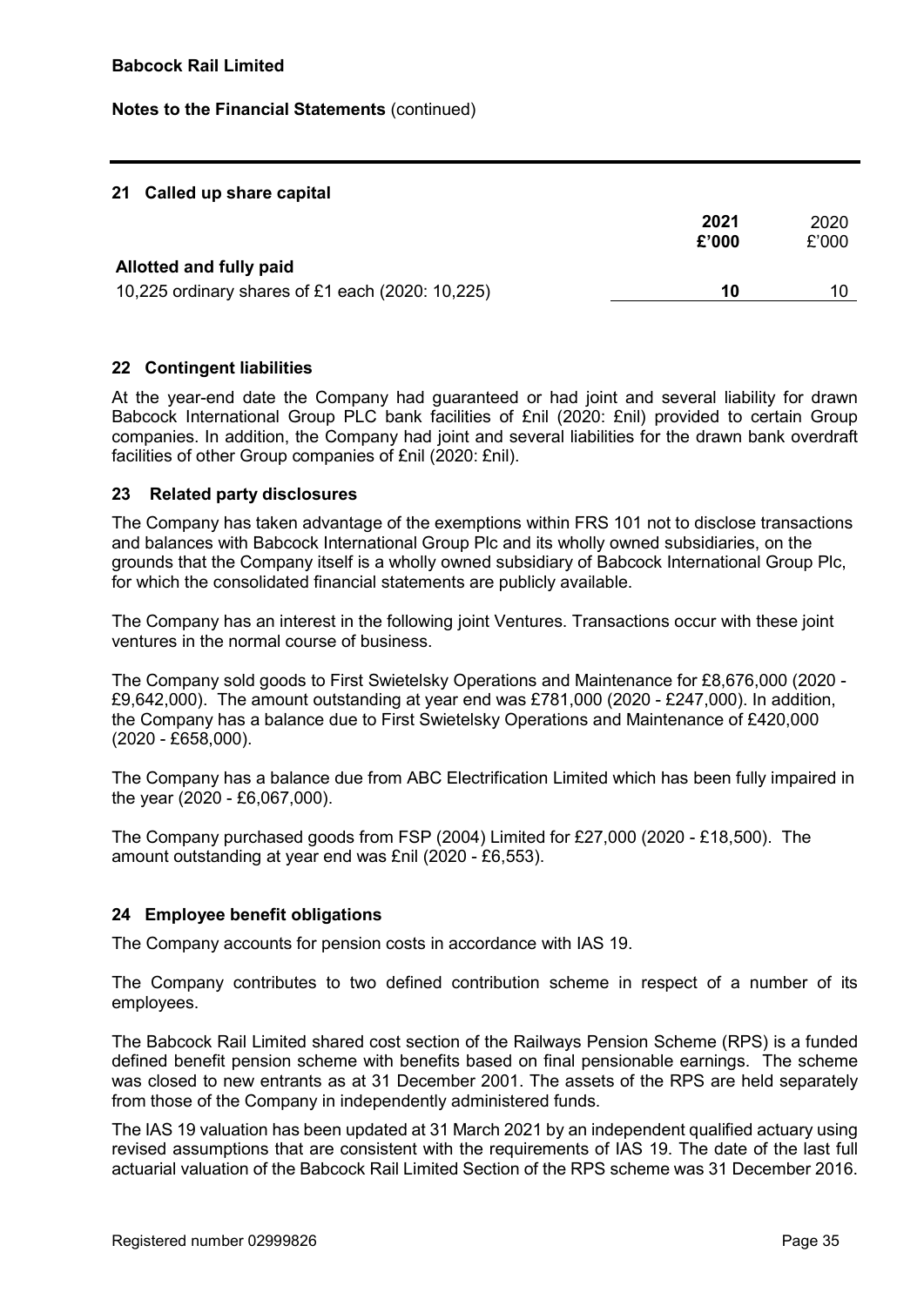**Babcock Rail Limited**

**Notes to the Financial Statements** (continued)

## 21 Called up share capital

| | 2021 £'000 | 2020 £'000 |
|---|---|---|
| **Allotted and fully paid** | | |
| 10,225 ordinary shares of £1 each (2020: 10,225) | **10** | 10 |

## 22 Contingent liabilities

At the year-end date the Company had guaranteed or had joint and several liability for drawn Babcock International Group PLC bank facilities of £nil (2020: £nil) provided to certain Group companies. In addition, the Company had joint and several liabilities for the drawn bank overdraft facilities of other Group companies of £nil (2020: £nil).

## 23 Related party disclosures

The Company has taken advantage of the exemptions within FRS 101 not to disclose transactions and balances with Babcock International Group Plc and its wholly owned subsidiaries, on the grounds that the Company itself is a wholly owned subsidiary of Babcock International Group Plc, for which the consolidated financial statements are publicly available.

The Company has an interest in the following joint Ventures. Transactions occur with these joint ventures in the normal course of business.

The Company sold goods to First Swietelsky Operations and Maintenance for £8,676,000 (2020 - £9,642,000). The amount outstanding at year end was £781,000 (2020 - £247,000). In addition, the Company has a balance due to First Swietelsky Operations and Maintenance of £420,000 (2020 - £658,000).

The Company has a balance due from ABC Electrification Limited which has been fully impaired in the year (2020 - £6,067,000).

The Company purchased goods from FSP (2004) Limited for £27,000 (2020 - £18,500). The amount outstanding at year end was £nil (2020 - £6,553).

## 24 Employee benefit obligations

The Company accounts for pension costs in accordance with IAS 19.

The Company contributes to two defined contribution scheme in respect of a number of its employees.

The Babcock Rail Limited shared cost section of the Railways Pension Scheme (RPS) is a funded defined benefit pension scheme with benefits based on final pensionable earnings. The scheme was closed to new entrants as at 31 December 2001. The assets of the RPS are held separately from those of the Company in independently administered funds.

The IAS 19 valuation has been updated at 31 March 2021 by an independent qualified actuary using revised assumptions that are consistent with the requirements of IAS 19. The date of the last full actuarial valuation of the Babcock Rail Limited Section of the RPS scheme was 31 December 2016.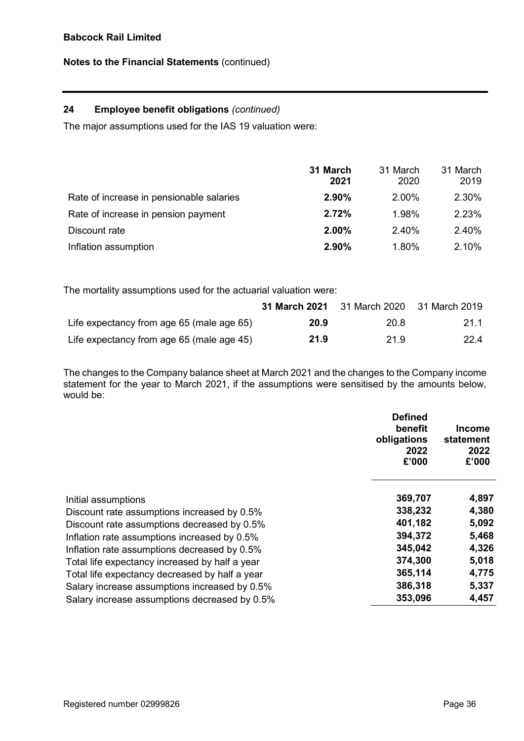**Babcock Rail Limited**

**Notes to the Financial Statements** (continued)

## 24 Employee benefit obligations *(continued)*

The major assumptions used for the IAS 19 valuation were:

| | **31 March 2021** | 31 March 2020 | 31 March 2019 |
|---|---|---|---|
| Rate of increase in pensionable salaries | **2.90%** | 2.00% | 2.30% |
| Rate of increase in pension payment | **2.72%** | 1.98% | 2.23% |
| Discount rate | **2.00%** | 2.40% | 2.40% |
| Inflation assumption | **2.90%** | 1.80% | 2.10% |

The mortality assumptions used for the actuarial valuation were:

| | **31 March 2021** | 31 March 2020 | 31 March 2019 |
|---|---|---|---|
| Life expectancy from age 65 (male age 65) | **20.9** | 20.8 | 21.1 |
| Life expectancy from age 65 (male age 45) | **21.9** | 21.9 | 22.4 |

The changes to the Company balance sheet at March 2021 and the changes to the Company income statement for the year to March 2021, if the assumptions were sensitised by the amounts below, would be:

| | **Defined benefit obligations 2022 £'000** | **Income statement 2022 £'000** |
|---|---|---|
| Initial assumptions | **369,707** | **4,897** |
| Discount rate assumptions increased by 0.5% | **338,232** | **4,380** |
| Discount rate assumptions decreased by 0.5% | **401,182** | **5,092** |
| Inflation rate assumptions increased by 0.5% | **394,372** | **5,468** |
| Inflation rate assumptions decreased by 0.5% | **345,042** | **4,326** |
| Total life expectancy increased by half a year | **374,300** | **5,018** |
| Total life expectancy decreased by half a year | **365,114** | **4,775** |
| Salary increase assumptions increased by 0.5% | **386,318** | **5,337** |
| Salary increase assumptions decreased by 0.5% | **353,096** | **4,457** |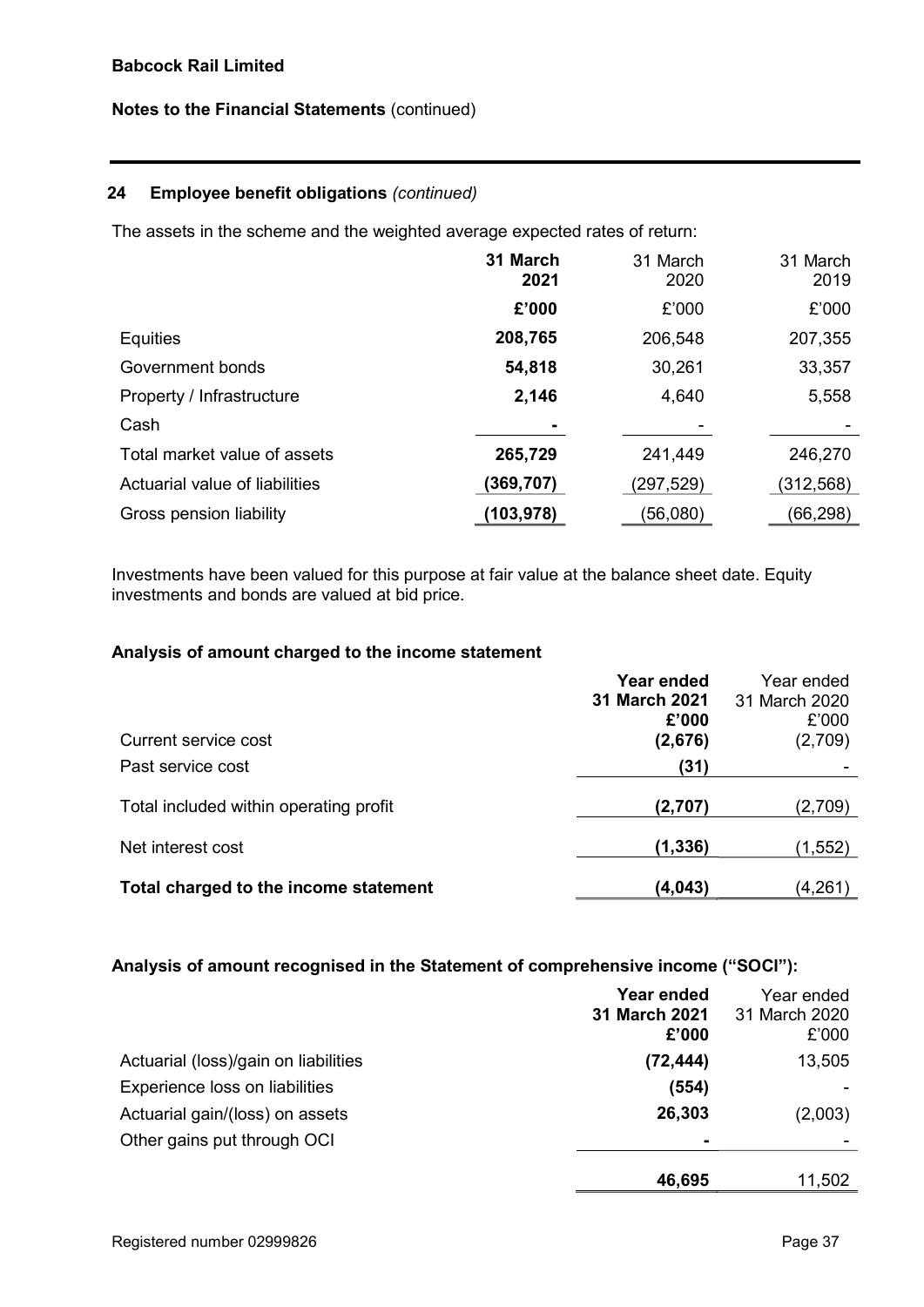**Babcock Rail Limited**

**Notes to the Financial Statements** (continued)

## 24 Employee benefit obligations *(continued)*

The assets in the scheme and the weighted average expected rates of return:

| | **31 March 2021** | 31 March 2020 | 31 March 2019 |
|---|---|---|---|
| | **£'000** | £'000 | £'000 |
| Equities | **208,765** | 206,548 | 207,355 |
| Government bonds | **54,818** | 30,261 | 33,357 |
| Property / Infrastructure | **2,146** | 4,640 | 5,558 |
| Cash | **-** | - | - |
| Total market value of assets | **265,729** | 241,449 | 246,270 |
| Actuarial value of liabilities | **(369,707)** | (297,529) | (312,568) |
| Gross pension liability | **(103,978)** | (56,080) | (66,298) |

Investments have been valued for this purpose at fair value at the balance sheet date. Equity investments and bonds are valued at bid price.

### Analysis of amount charged to the income statement

| | **Year ended 31 March 2021 £'000** | Year ended 31 March 2020 £'000 |
|---|---|---|
| Current service cost | **(2,676)** | (2,709) |
| Past service cost | **(31)** | - |
| Total included within operating profit | **(2,707)** | (2,709) |
| Net interest cost | **(1,336)** | (1,552) |
| **Total charged to the income statement** | **(4,043)** | (4,261) |

### Analysis of amount recognised in the Statement of comprehensive income ("SOCI"):

| | **Year ended 31 March 2021 £'000** | Year ended 31 March 2020 £'000 |
|---|---|---|
| Actuarial (loss)/gain on liabilities | **(72,444)** | 13,505 |
| Experience loss on liabilities | **(554)** | - |
| Actuarial gain/(loss) on assets | **26,303** | (2,003) |
| Other gains put through OCI | **-** | - |
| | **46,695** | 11,502 |

Registered number 02999826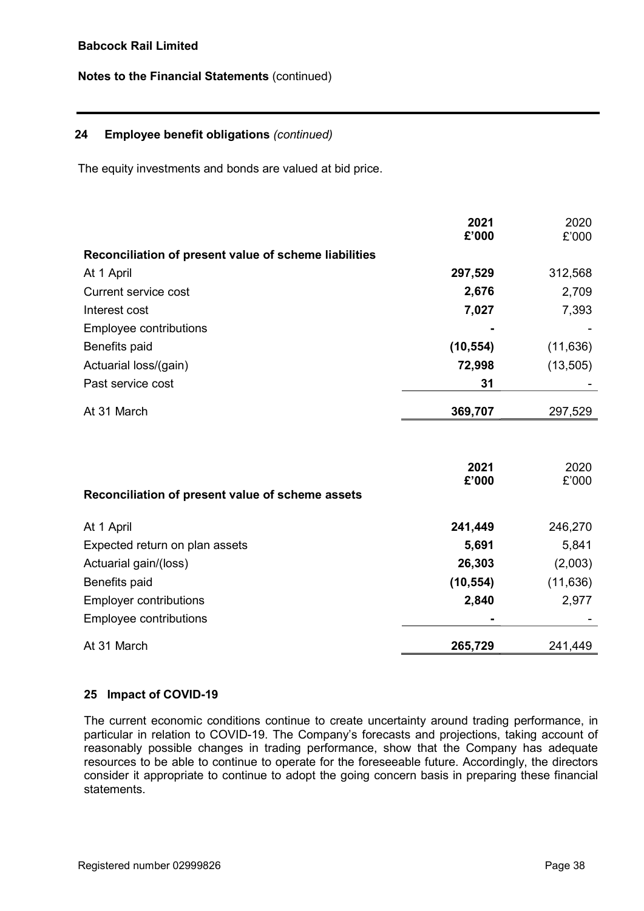**Babcock Rail Limited**

**Notes to the Financial Statements** (continued)

## 24 Employee benefit obligations *(continued)*

The equity investments and bonds are valued at bid price.

| | **2021** **£'000** | 2020 £'000 |
|---|---|---|
| **Reconciliation of present value of scheme liabilities** | | |
| At 1 April | **297,529** | 312,568 |
| Current service cost | **2,676** | 2,709 |
| Interest cost | **7,027** | 7,393 |
| Employee contributions | **-** | - |
| Benefits paid | **(10,554)** | (11,636) |
| Actuarial loss/(gain) | **72,998** | (13,505) |
| Past service cost | **31** | - |
| At 31 March | **369,707** | 297,529 |

| **Reconciliation of present value of scheme assets** | **2021** **£'000** | 2020 £'000 |
|---|---|---|
| At 1 April | **241,449** | 246,270 |
| Expected return on plan assets | **5,691** | 5,841 |
| Actuarial gain/(loss) | **26,303** | (2,003) |
| Benefits paid | **(10,554)** | (11,636) |
| Employer contributions | **2,840** | 2,977 |
| Employee contributions | **-** | - |
| At 31 March | **265,729** | 241,449 |

## 25 Impact of COVID-19

The current economic conditions continue to create uncertainty around trading performance, in particular in relation to COVID-19. The Company's forecasts and projections, taking account of reasonably possible changes in trading performance, show that the Company has adequate resources to be able to continue to operate for the foreseeable future. Accordingly, the directors consider it appropriate to continue to adopt the going concern basis in preparing these financial statements.

Registered number 02999826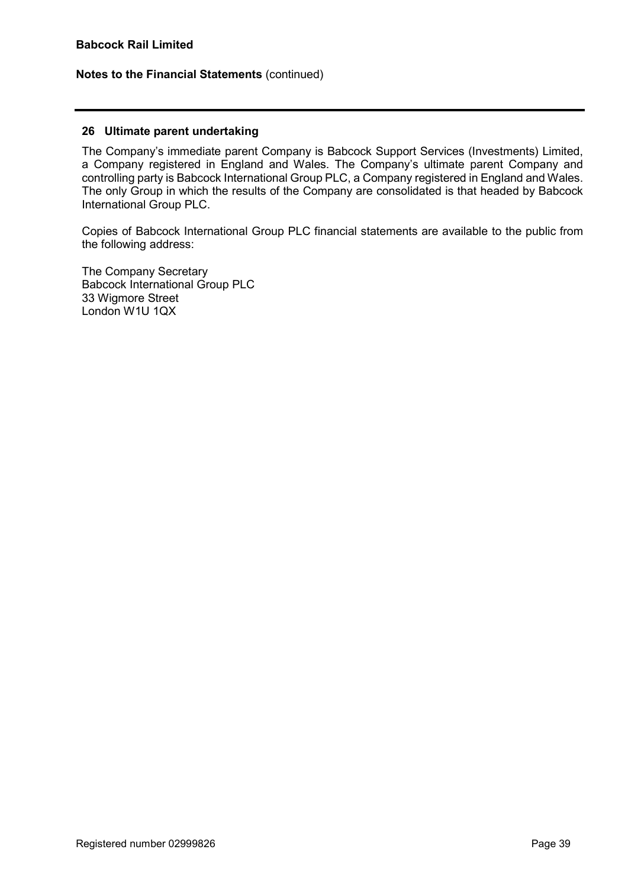## 26 Ultimate parent undertaking

The Company's immediate parent Company is Babcock Support Services (Investments) Limited, a Company registered in England and Wales. The Company's ultimate parent Company and controlling party is Babcock International Group PLC, a Company registered in England and Wales. The only Group in which the results of the Company are consolidated is that headed by Babcock International Group PLC.

Copies of Babcock International Group PLC financial statements are available to the public from the following address:

The Company Secretary
Babcock International Group PLC
33 Wigmore Street
London W1U 1QX